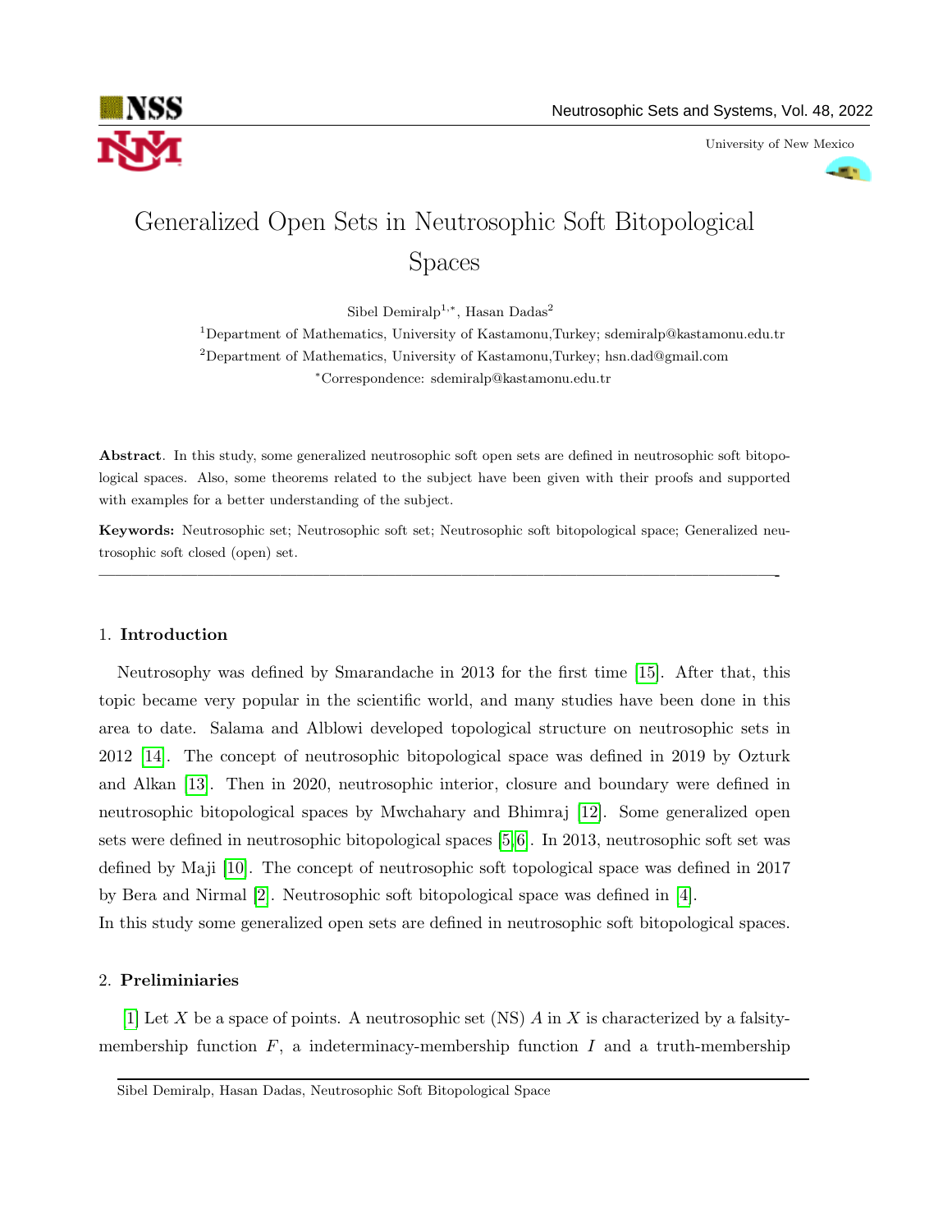# Generalized Open Sets in Neutrosophic Soft Bitopological Spaces

Sibel Demiralp[1,*], Hasan Dadas[2]

[1]Department of Mathematics, University of Kastamonu,Turkey; sdemiralp@kastamonu.edu.tr

[2]Department of Mathematics, University of Kastamonu,Turkey; hsn.dad@gmail.com

*Correspondence: sdemiralp@kastamonu.edu.tr

**Abstract**. In this study, some generalized neutrosophic soft open sets are defined in neutrosophic soft bitopological spaces. Also, some theorems related to the subject have been given with their proofs and supported with examples for a better understanding of the subject.

**Keywords:** Neutrosophic set; Neutrosophic soft set; Neutrosophic soft bitopological space; Generalized neutrosophic soft closed (open) set.

---

## 1. Introduction

Neutrosophy was defined by Smarandache in 2013 for the first time [15]. After that, this topic became very popular in the scientific world, and many studies have been done in this area to date. Salama and Alblowi developed topological structure on neutrosophic sets in 2012 [14]. The concept of neutrosophic bitopological space was defined in 2019 by Ozturk and Alkan [13]. Then in 2020, neutrosophic interior, closure and boundary were defined in neutrosophic bitopological spaces by Mwchahary and Bhimraj [12]. Some generalized open sets were defined in neutrosophic bitopological spaces [5,6]. In 2013, neutrosophic soft set was defined by Maji [10]. The concept of neutrosophic soft topological space was defined in 2017 by Bera and Nirmal [2]. Neutrosophic soft bitopological space was defined in [4].
In this study some generalized open sets are defined in neutrosophic soft bitopological spaces.

## 2. Preliminiaries

[1] Let $X$ be a space of points. A neutrosophic set (NS) $A$ in $X$ is characterized by a falsity-membership function $F$, a indeterminacy-membership function $I$ and a truth-membership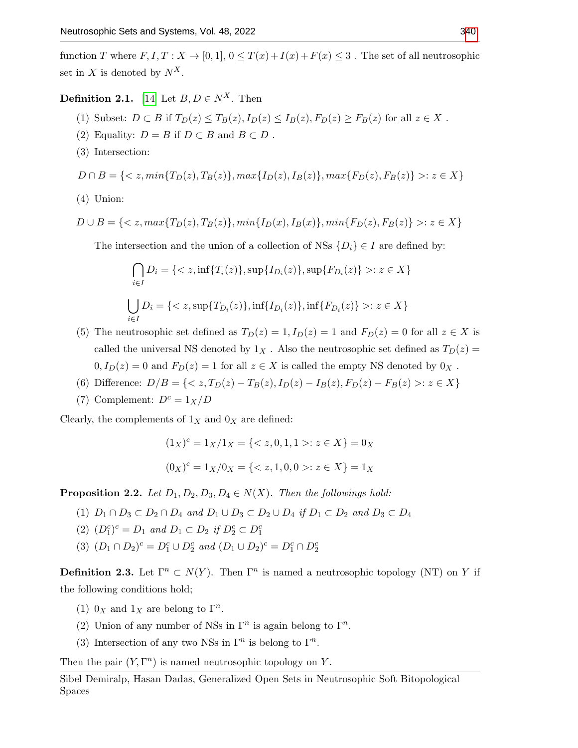function $T$ where $F, I, T : X \to [0,1]$, $0 \leq T(x) + I(x) + F(x) \leq 3$ . The set of all neutrosophic set in $X$ is denoted by $N^X$.

**Definition 2.1.** [14] Let $B, D \in N^X$. Then

(1) Subset: $D \subset B$ if $T_D(z) \leq T_B(z), I_D(z) \leq I_B(z), F_D(z) \geq F_B(z)$ for all $z \in X$ .

(2) Equality: $D = B$ if $D \subset B$ and $B \subset D$ .

(3) Intersection:

$$D \cap B = \{< z, min\{T_D(z), T_B(z)\}, max\{I_D(z), I_B(z)\}, max\{F_D(z), F_B(z)\} >: z \in X\}$$

(4) Union:

$$D \cup B = \{< z, max\{T_D(z), T_B(z)\}, min\{I_D(x), I_B(x)\}, min\{F_D(z), F_B(z)\} >: z \in X\}$$

The intersection and the union of a collection of NSs $\{D_i\} \in I$ are defined by:

$$\bigcap_{i \in I} D_i = \{< z, \inf\{T_i(z)\}, \sup\{I_{D_i}(z)\}, \sup\{F_{D_i}(z)\} >: z \in X\}$$

$$\bigcup_{i \in I} D_i = \{< z, \sup\{T_{D_i}(z)\}, \inf\{I_{D_i}(z)\}, \inf\{F_{D_i}(z)\} >: z \in X\}$$

(5) The neutrosophic set defined as $T_D(z) = 1, I_D(z) = 1$ and $F_D(z) = 0$ for all $z \in X$ is called the universal NS denoted by $1_X$ . Also the neutrosophic set defined as $T_D(z) = 0, I_D(z) = 0$ and $F_D(z) = 1$ for all $z \in X$ is called the empty NS denoted by $0_X$ .

(6) Difference: $D/B = \{< z, T_D(z) - T_B(z), I_D(z) - I_B(z), F_D(z) - F_B(z) >: z \in X\}$

(7) Complement: $D^c = 1_X/D$

Clearly, the complements of $1_X$ and $0_X$ are defined:

$$(1_X)^c = 1_X/1_X = \{< z, 0, 1, 1 >: z \in X\} = 0_X$$

$$(0_X)^c = 1_X/0_X = \{< z, 1, 0, 0 >: z \in X\} = 1_X$$

**Proposition 2.2.** *Let $D_1, D_2, D_3, D_4 \in N(X)$. Then the followings hold:*

(1) $D_1 \cap D_3 \subset D_2 \cap D_4$ *and* $D_1 \cup D_3 \subset D_2 \cup D_4$ *if* $D_1 \subset D_2$ *and* $D_3 \subset D_4$

(2) $(D_1^c)^c = D_1$ *and* $D_1 \subset D_2$ *if* $D_2^c \subset D_1^c$

(3) $(D_1 \cap D_2)^c = D_1^c \cup D_2^c$ *and* $(D_1 \cup D_2)^c = D_1^c \cap D_2^c$

**Definition 2.3.** Let $\Gamma^n \subset N(Y)$. Then $\Gamma^n$ is named a neutrosophic topology (NT) on $Y$ if the following conditions hold;

(1) $0_X$ and $1_X$ are belong to $\Gamma^n$.

(2) Union of any number of NSs in $\Gamma^n$ is again belong to $\Gamma^n$.

(3) Intersection of any two NSs in $\Gamma^n$ is belong to $\Gamma^n$.

Then the pair $(Y, \Gamma^n)$ is named neutrosophic topology on $Y$.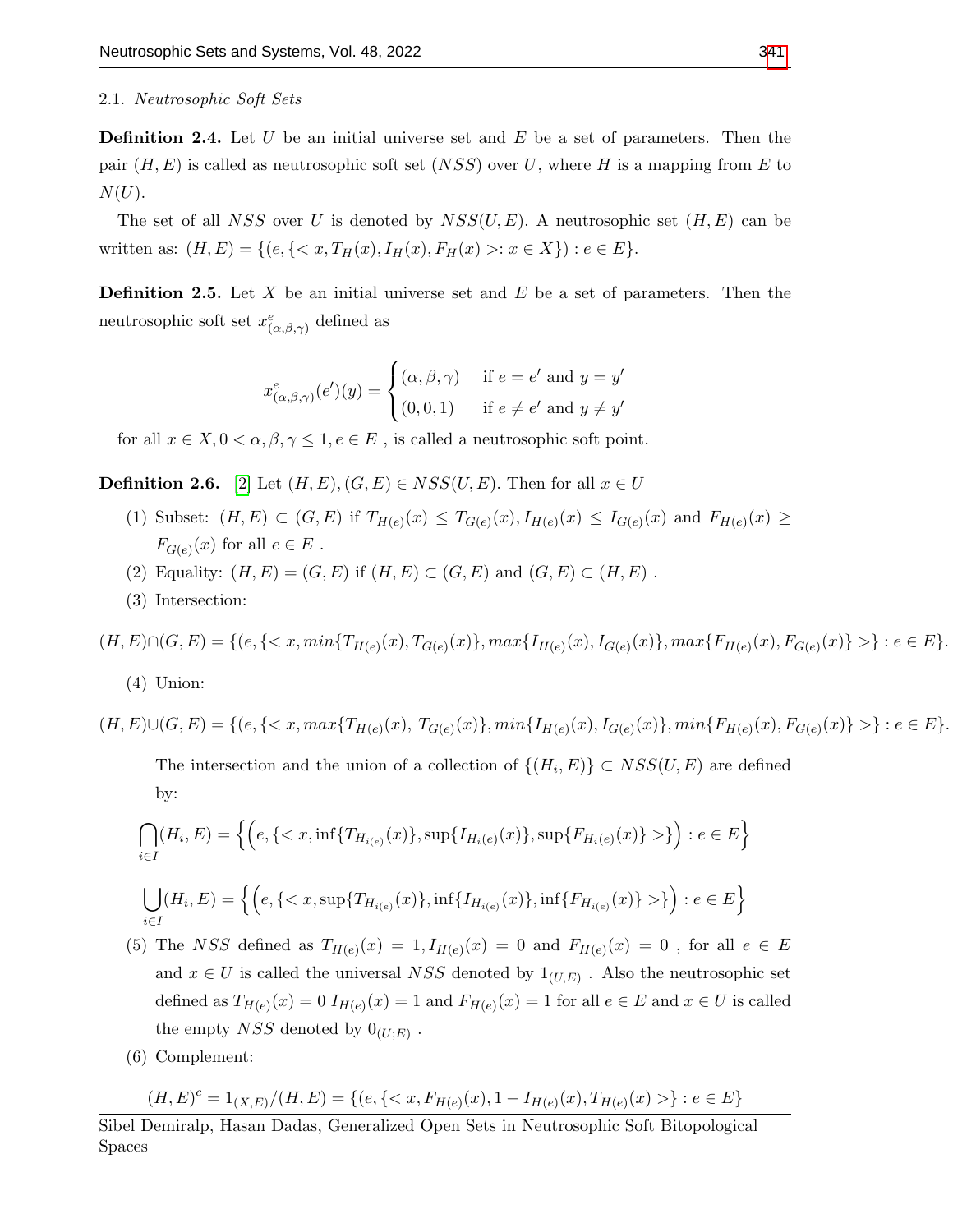### 2.1. *Neutrosophic Soft Sets*

**Definition 2.4.** Let $U$ be an initial universe set and $E$ be a set of parameters. Then the pair $(H, E)$ is called as neutrosophic soft set $(NSS)$ over $U$, where $H$ is a mapping from $E$ to $N(U)$.

The set of all $NSS$ over $U$ is denoted by $NSS(U, E)$. A neutrosophic set $(H, E)$ can be written as: $(H, E) = \{(e, \{< x, T_H(x), I_H(x), F_H(x) >: x \in X\}) : e \in E\}$.

**Definition 2.5.** Let $X$ be an initial universe set and $E$ be a set of parameters. Then the neutrosophic soft set $x^e_{(\alpha,\beta,\gamma)}$ defined as

$$x^e_{(\alpha,\beta,\gamma)}(e')(y) = \begin{cases} (\alpha, \beta, \gamma) & \text{if } e = e' \text{ and } y = y' \\ (0, 0, 1) & \text{if } e \neq e' \text{ and } y \neq y' \end{cases}$$

for all $x \in X, 0 < \alpha, \beta, \gamma \leq 1, e \in E$ , is called a neutrosophic soft point.

**Definition 2.6.** [2] Let $(H, E), (G, E) \in NSS(U, E)$. Then for all $x \in U$

(1) Subset: $(H, E) \subset (G, E)$ if $T_{H(e)}(x) \leq T_{G(e)}(x), I_{H(e)}(x) \leq I_{G(e)}(x)$ and $F_{H(e)}(x) \geq F_{G(e)}(x)$ for all $e \in E$ .

(2) Equality: $(H, E) = (G, E)$ if $(H, E) \subset (G, E)$ and $(G, E) \subset (H, E)$ .

(3) Intersection:

$$(H, E) \cap (G, E) = \{(e, \{< x, min\{T_{H(e)}(x), T_{G(e)}(x)\}, max\{I_{H(e)}(x), I_{G(e)}(x)\}, max\{F_{H(e)}(x), F_{G(e)}(x)\} >\} : e \in E\}.$$

(4) Union:

$$(H, E) \cup (G, E) = \{(e, \{< x, max\{T_{H(e)}(x), T_{G(e)}(x)\}, min\{I_{H(e)}(x), I_{G(e)}(x)\}, min\{F_{H(e)}(x), F_{G(e)}(x)\} >\} : e \in E\}.$$

The intersection and the union of a collection of $\{(H_i, E)\} \subset NSS(U, E)$ are defined by:

$$\bigcap_{i \in I}(H_i, E) = \Big\{\Big(e, \{< x, \inf\{T_{H_{i(e)}}(x)\}, \sup\{I_{H_{i(e)}}(x)\}, \sup\{F_{H_{i(e)}}(x)\} >\}\Big) : e \in E\Big\}$$

$$\bigcup_{i \in I}(H_i, E) = \Big\{\Big(e, \{< x, \sup\{T_{H_{i(e)}}(x)\}, \inf\{I_{H_{i(e)}}(x)\}, \inf\{F_{H_{i(e)}}(x)\} >\}\Big) : e \in E\Big\}$$

(5) The $NSS$ defined as $T_{H(e)}(x) = 1, I_{H(e)}(x) = 0$ and $F_{H(e)}(x) = 0$ , for all $e \in E$ and $x \in U$ is called the universal $NSS$ denoted by $1_{(U,E)}$ . Also the neutrosophic set defined as $T_{H(e)}(x) = 0$ $I_{H(e)}(x) = 1$ and $F_{H(e)}(x) = 1$ for all $e \in E$ and $x \in U$ is called the empty $NSS$ denoted by $0_{(U;E)}$ .

(6) Complement:

$$(H, E)^c = 1_{(X,E)}/(H, E) = \{(e, \{< x, F_{H(e)}(x), 1 - I_{H(e)}(x), T_{H(e)}(x) >\} : e \in E\}$$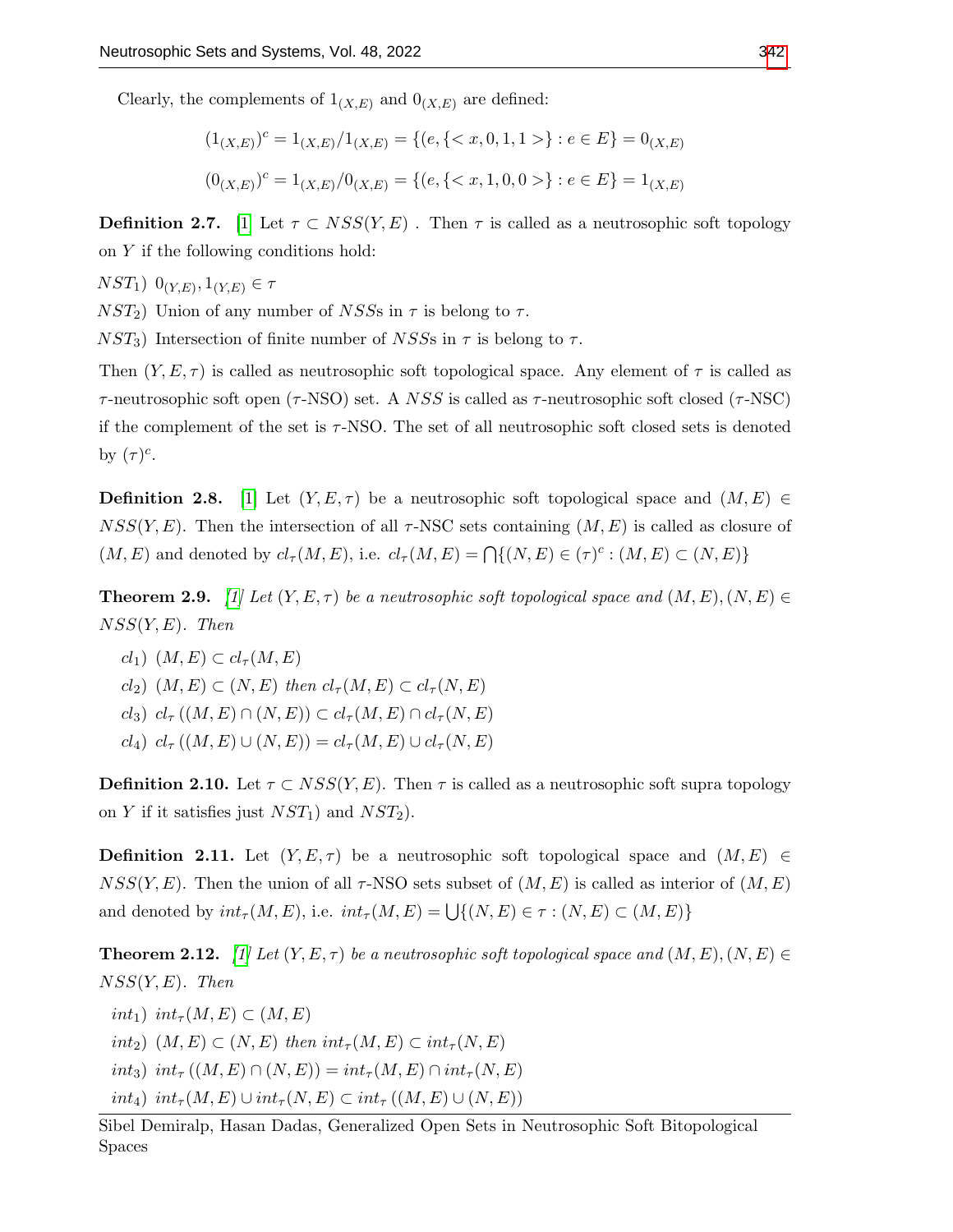Clearly, the complements of $1_{(X,E)}$ and $0_{(X,E)}$ are defined:

$$(1_{(X,E)})^c = 1_{(X,E)}/1_{(X,E)} = \{(e, \{< x, 0, 1, 1 >\} : e \in E\} = 0_{(X,E)}$$

$$(0_{(X,E)})^c = 1_{(X,E)}/0_{(X,E)} = \{(e, \{< x, 1, 0, 0 >\} : e \in E\} = 1_{(X,E)}$$

**Definition 2.7.** [1] Let $\tau \subset NSS(Y, E)$ . Then $\tau$ is called as a neutrosophic soft topology on $Y$ if the following conditions hold:

$NST_1$) $0_{(Y,E)}, 1_{(Y,E)} \in \tau$

$NST_2$) Union of any number of $NSS$s in $\tau$ is belong to $\tau$.

$NST_3$) Intersection of finite number of $NSS$s in $\tau$ is belong to $\tau$.

Then $(Y, E, \tau)$ is called as neutrosophic soft topological space. Any element of $\tau$ is called as $\tau$-neutrosophic soft open ($\tau$-NSO) set. A $NSS$ is called as $\tau$-neutrosophic soft closed ($\tau$-NSC) if the complement of the set is $\tau$-NSO. The set of all neutrosophic soft closed sets is denoted by $(\tau)^c$.

**Definition 2.8.** [1] Let $(Y, E, \tau)$ be a neutrosophic soft topological space and $(M, E) \in NSS(Y, E)$. Then the intersection of all $\tau$-NSC sets containing $(M, E)$ is called as closure of $(M, E)$ and denoted by $cl_\tau(M, E)$, i.e. $cl_\tau(M, E) = \bigcap\{(N, E) \in (\tau)^c : (M, E) \subset (N, E)\}$

**Theorem 2.9.** *[1] Let $(Y, E, \tau)$ be a neutrosophic soft topological space and $(M, E), (N, E) \in NSS(Y, E)$. Then*

$cl_1$) $(M, E) \subset cl_\tau(M, E)$

$cl_2$) $(M, E) \subset (N, E)$ *then* $cl_\tau(M, E) \subset cl_\tau(N, E)$

$cl_3$) $cl_\tau ((M, E) \cap (N, E)) \subset cl_\tau(M, E) \cap cl_\tau(N, E)$

$cl_4$) $cl_\tau ((M, E) \cup (N, E)) = cl_\tau(M, E) \cup cl_\tau(N, E)$

**Definition 2.10.** Let $\tau \subset NSS(Y, E)$. Then $\tau$ is called as a neutrosophic soft supra topology on $Y$ if it satisfies just $NST_1$) and $NST_2$).

**Definition 2.11.** Let $(Y, E, \tau)$ be a neutrosophic soft topological space and $(M, E) \in NSS(Y, E)$. Then the union of all $\tau$-NSO sets subset of $(M, E)$ is called as interior of $(M, E)$ and denoted by $int_\tau(M, E)$, i.e. $int_\tau(M, E) = \bigcup\{(N, E) \in \tau : (N, E) \subset (M, E)\}$

**Theorem 2.12.** *[1] Let $(Y, E, \tau)$ be a neutrosophic soft topological space and $(M, E), (N, E) \in NSS(Y, E)$. Then*

$int_1$) $int_\tau(M, E) \subset (M, E)$

$int_2$) $(M, E) \subset (N, E)$ *then* $int_\tau(M, E) \subset int_\tau(N, E)$

$int_3$) $int_\tau ((M, E) \cap (N, E)) = int_\tau(M, E) \cap int_\tau(N, E)$

$int_4$) $int_\tau(M, E) \cup int_\tau(N, E) \subset int_\tau ((M, E) \cup (N, E))$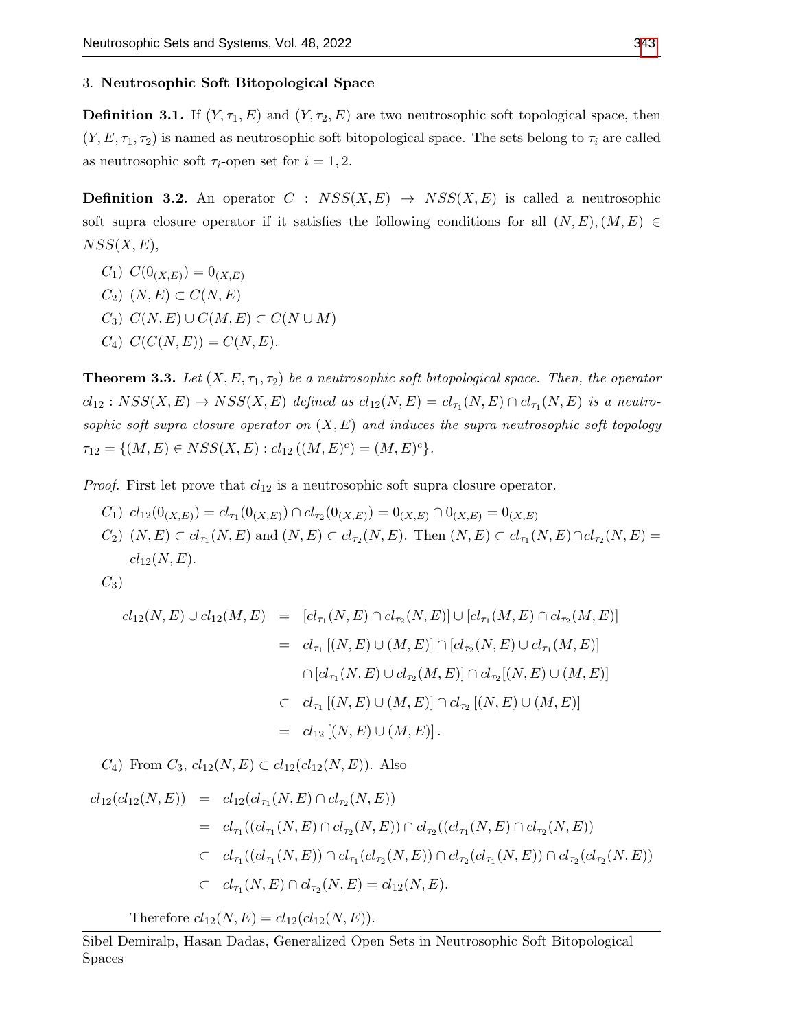## 3. Neutrosophic Soft Bitopological Space

**Definition 3.1.** If $(Y, \tau_1, E)$ and $(Y, \tau_2, E)$ are two neutrosophic soft topological space, then $(Y, E, \tau_1, \tau_2)$ is named as neutrosophic soft bitopological space. The sets belong to $\tau_i$ are called as neutrosophic soft $\tau_i$-open set for $i = 1, 2$.

**Definition 3.2.** An operator $C : NSS(X, E) \rightarrow NSS(X, E)$ is called a neutrosophic soft supra closure operator if it satisfies the following conditions for all $(N, E), (M, E) \in NSS(X, E)$,

$C_1$) $C(0_{(X,E)}) = 0_{(X,E)}$

$C_2$) $(N, E) \subset C(N, E)$

$C_3$) $C(N, E) \cup C(M, E) \subset C(N \cup M)$

$C_4$) $C(C(N, E)) = C(N, E)$.

**Theorem 3.3.** *Let $(X, E, \tau_1, \tau_2)$ be a neutrosophic soft bitopological space. Then, the operator $cl_{12} : NSS(X, E) \rightarrow NSS(X, E)$ defined as $cl_{12}(N, E) = cl_{\tau_1}(N, E) \cap cl_{\tau_1}(N, E)$ is a neutrosophic soft supra closure operator on $(X, E)$ and induces the supra neutrosophic soft topology $\tau_{12} = \{(M, E) \in NSS(X, E) : cl_{12}((M, E)^c) = (M, E)^c\}$.*

*Proof.* First let prove that $cl_{12}$ is a neutrosophic soft supra closure operator.

$C_1$) $cl_{12}(0_{(X,E)}) = cl_{\tau_1}(0_{(X,E)}) \cap cl_{\tau_2}(0_{(X,E)}) = 0_{(X,E)} \cap 0_{(X,E)} = 0_{(X,E)}$

$C_2$) $(N, E) \subset cl_{\tau_1}(N, E)$ and $(N, E) \subset cl_{\tau_2}(N, E)$. Then $(N, E) \subset cl_{\tau_1}(N, E) \cap cl_{\tau_2}(N, E) = cl_{12}(N, E)$.

$C_3$)

$$
\begin{aligned}
cl_{12}(N, E) \cup cl_{12}(M, E) &= [cl_{\tau_1}(N, E) \cap cl_{\tau_2}(N, E)] \cup [cl_{\tau_1}(M, E) \cap cl_{\tau_2}(M, E)] \\
&= cl_{\tau_1}[(N, E) \cup (M, E)] \cap [cl_{\tau_2}(N, E) \cup cl_{\tau_1}(M, E)] \\
&\quad \cap [cl_{\tau_1}(N, E) \cup cl_{\tau_2}(M, E)] \cap cl_{\tau_2}[(N, E) \cup (M, E)] \\
&\subset cl_{\tau_1}[(N, E) \cup (M, E)] \cap cl_{\tau_2}[(N, E) \cup (M, E)] \\
&= cl_{12}[(N, E) \cup (M, E)].
\end{aligned}
$$

$C_4$) From $C_3$, $cl_{12}(N, E) \subset cl_{12}(cl_{12}(N, E))$. Also

$$
\begin{aligned}
cl_{12}(cl_{12}(N, E)) &= cl_{12}(cl_{\tau_1}(N, E) \cap cl_{\tau_2}(N, E)) \\
&= cl_{\tau_1}((cl_{\tau_1}(N, E) \cap cl_{\tau_2}(N, E)) \cap cl_{\tau_2}((cl_{\tau_1}(N, E) \cap cl_{\tau_2}(N, E)) \\
&\subset cl_{\tau_1}((cl_{\tau_1}(N, E)) \cap cl_{\tau_1}(cl_{\tau_2}(N, E)) \cap cl_{\tau_2}(cl_{\tau_1}(N, E)) \cap cl_{\tau_2}(cl_{\tau_2}(N, E)) \\
&\subset cl_{\tau_1}(N, E) \cap cl_{\tau_2}(N, E) = cl_{12}(N, E).
\end{aligned}
$$

Therefore $cl_{12}(N, E) = cl_{12}(cl_{12}(N, E))$.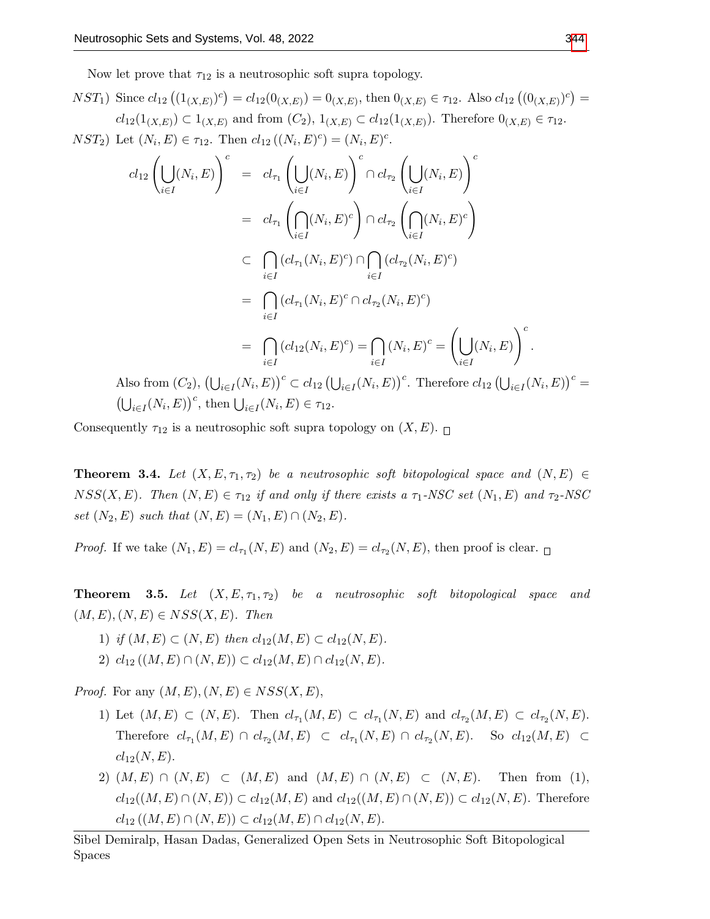Now let prove that $\tau_{12}$ is a neutrosophic soft supra topology.

$NST_1$) Since $cl_{12}\left((1_{(X,E)})^c\right) = cl_{12}(0_{(X,E)}) = 0_{(X,E)}$, then $0_{(X,E)} \in \tau_{12}$. Also $cl_{12}\left((0_{(X,E)})^c\right) = cl_{12}(1_{(X,E)}) \subset 1_{(X,E)}$ and from $(C_2)$, $1_{(X,E)} \subset cl_{12}(1_{(X,E)})$. Therefore $0_{(X,E)} \in \tau_{12}$.

$NST_2$) Let $(N_i, E) \in \tau_{12}$. Then $cl_{12}\left((N_i, E)^c\right) = (N_i, E)^c$.

$$
\begin{aligned}
cl_{12}\left(\bigcup_{i\in I}(N_i,E)\right)^c &= cl_{\tau_1}\left(\bigcup_{i\in I}(N_i,E)\right)^c \cap cl_{\tau_2}\left(\bigcup_{i\in I}(N_i,E)\right)^c \\
&= cl_{\tau_1}\left(\bigcap_{i\in I}(N_i,E)^c\right) \cap cl_{\tau_2}\left(\bigcap_{i\in I}(N_i,E)^c\right) \\
&\subset \bigcap_{i\in I}\left(cl_{\tau_1}(N_i,E)^c\right) \cap \bigcap_{i\in I}\left(cl_{\tau_2}(N_i,E)^c\right) \\
&= \bigcap_{i\in I}\left(cl_{\tau_1}(N_i,E)^c \cap cl_{\tau_2}(N_i,E)^c\right) \\
&= \bigcap_{i\in I}\left(cl_{12}(N_i,E)^c\right) = \bigcap_{i\in I}(N_i,E)^c = \left(\bigcup_{i\in I}(N_i,E)\right)^c.
\end{aligned}
$$

Also from $(C_2)$, $\left(\bigcup_{i\in I}(N_i,E)\right)^c \subset cl_{12}\left(\bigcup_{i\in I}(N_i,E)\right)^c$. Therefore $cl_{12}\left(\bigcup_{i\in I}(N_i,E)\right)^c = \left(\bigcup_{i\in I}(N_i,E)\right)^c$, then $\bigcup_{i\in I}(N_i,E) \in \tau_{12}$.

Consequently $\tau_{12}$ is a neutrosophic soft supra topology on $(X,E)$. □

**Theorem 3.4.** *Let $(X,E,\tau_1,\tau_2)$ be a neutrosophic soft bitopological space and $(N,E) \in NSS(X,E)$. Then $(N,E) \in \tau_{12}$ if and only if there exists a $\tau_1$-NSC set $(N_1,E)$ and $\tau_2$-NSC set $(N_2,E)$ such that $(N,E) = (N_1,E) \cap (N_2,E)$.*

*Proof.* If we take $(N_1,E) = cl_{\tau_1}(N,E)$ and $(N_2,E) = cl_{\tau_2}(N,E)$, then proof is clear. □

**Theorem 3.5.** *Let $(X,E,\tau_1,\tau_2)$ be a neutrosophic soft bitopological space and $(M,E),(N,E) \in NSS(X,E)$. Then*

1) *if $(M,E) \subset (N,E)$ then $cl_{12}(M,E) \subset cl_{12}(N,E)$.*
2) *$cl_{12}\left((M,E) \cap (N,E)\right) \subset cl_{12}(M,E) \cap cl_{12}(N,E)$.*

*Proof.* For any $(M,E),(N,E) \in NSS(X,E)$,

1) Let $(M,E) \subset (N,E)$. Then $cl_{\tau_1}(M,E) \subset cl_{\tau_1}(N,E)$ and $cl_{\tau_2}(M,E) \subset cl_{\tau_2}(N,E)$. Therefore $cl_{\tau_1}(M,E) \cap cl_{\tau_2}(M,E) \subset cl_{\tau_1}(N,E) \cap cl_{\tau_2}(N,E)$. So $cl_{12}(M,E) \subset cl_{12}(N,E)$.
2) $(M,E) \cap (N,E) \subset (M,E)$ and $(M,E) \cap (N,E) \subset (N,E)$. Then from (1), $cl_{12}((M,E) \cap (N,E)) \subset cl_{12}(M,E)$ and $cl_{12}((M,E) \cap (N,E)) \subset cl_{12}(N,E)$. Therefore $cl_{12}\left((M,E) \cap (N,E)\right) \subset cl_{12}(M,E) \cap cl_{12}(N,E)$.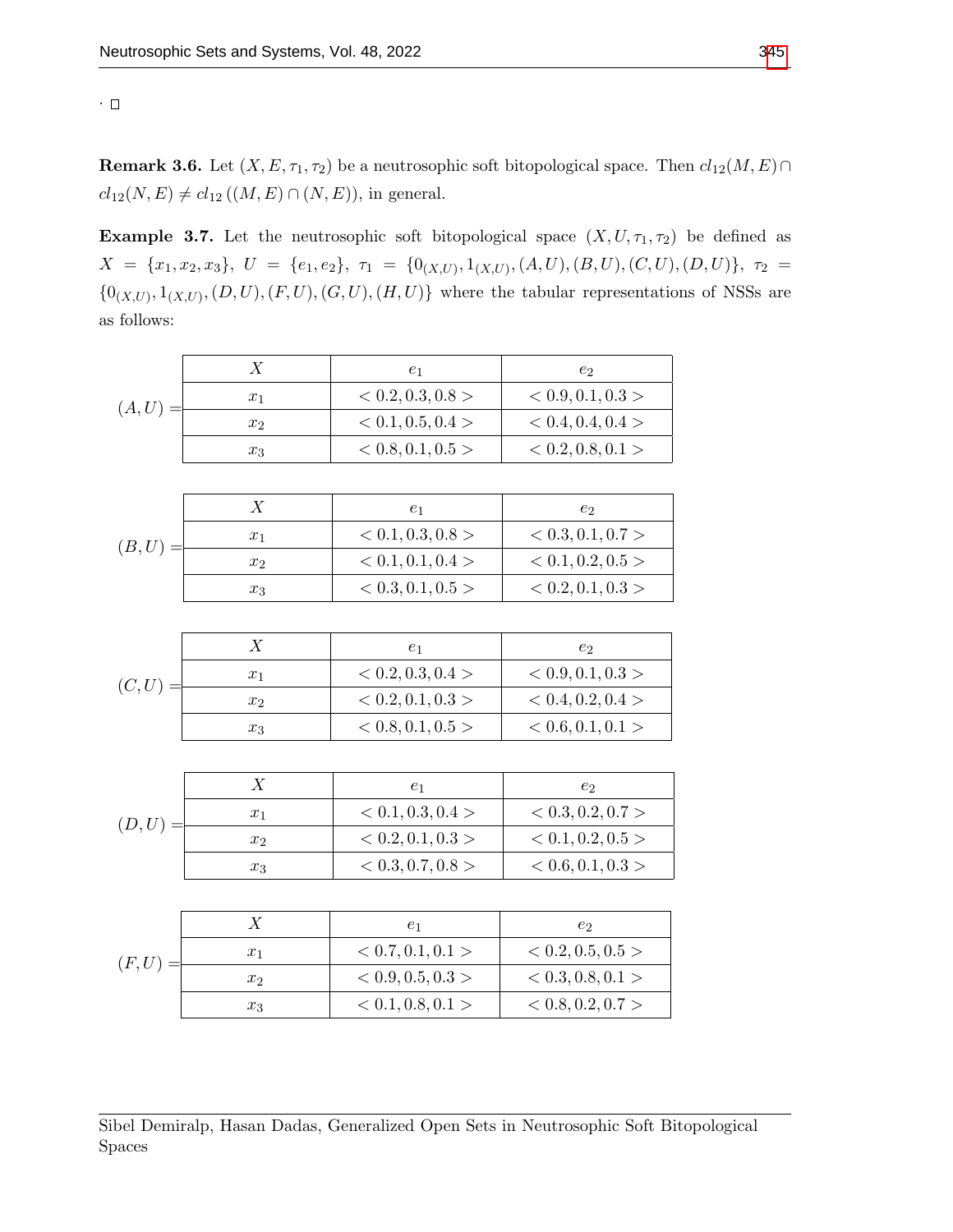. $\square$

**Remark 3.6.** Let $(X, E, \tau_1, \tau_2)$ be a neutrosophic soft bitopological space. Then $cl_{12}(M, E) \cap cl_{12}(N, E) \neq cl_{12}((M, E) \cap (N, E))$, in general.

**Example 3.7.** Let the neutrosophic soft bitopological space $(X, U, \tau_1, \tau_2)$ be defined as $X = \{x_1, x_2, x_3\}$, $U = \{e_1, e_2\}$, $\tau_1 = \{0_{(X,U)}, 1_{(X,U)}, (A, U), (B, U), (C, U), (D, U)\}$, $\tau_2 = \{0_{(X,U)}, 1_{(X,U)}, (D, U), (F, U), (G, U), (H, U)\}$ where the tabular representations of NSSs are as follows:

$(A, U) =$

| $X$ | $e_1$ | $e_2$ |
|---|---|---|
| $x_1$ | $< 0.2, 0.3, 0.8 >$ | $< 0.9, 0.1, 0.3 >$ |
| $x_2$ | $< 0.1, 0.5, 0.4 >$ | $< 0.4, 0.4, 0.4 >$ |
| $x_3$ | $< 0.8, 0.1, 0.5 >$ | $< 0.2, 0.8, 0.1 >$ |

$(B, U) =$

| $X$ | $e_1$ | $e_2$ |
|---|---|---|
| $x_1$ | $< 0.1, 0.3, 0.8 >$ | $< 0.3, 0.1, 0.7 >$ |
| $x_2$ | $< 0.1, 0.1, 0.4 >$ | $< 0.1, 0.2, 0.5 >$ |
| $x_3$ | $< 0.3, 0.1, 0.5 >$ | $< 0.2, 0.1, 0.3 >$ |

$(C, U) =$

| $X$ | $e_1$ | $e_2$ |
|---|---|---|
| $x_1$ | $< 0.2, 0.3, 0.4 >$ | $< 0.9, 0.1, 0.3 >$ |
| $x_2$ | $< 0.2, 0.1, 0.3 >$ | $< 0.4, 0.2, 0.4 >$ |
| $x_3$ | $< 0.8, 0.1, 0.5 >$ | $< 0.6, 0.1, 0.1 >$ |

$(D, U) =$

| $X$ | $e_1$ | $e_2$ |
|---|---|---|
| $x_1$ | $< 0.1, 0.3, 0.4 >$ | $< 0.3, 0.2, 0.7 >$ |
| $x_2$ | $< 0.2, 0.1, 0.3 >$ | $< 0.1, 0.2, 0.5 >$ |
| $x_3$ | $< 0.3, 0.7, 0.8 >$ | $< 0.6, 0.1, 0.3 >$ |

$(F, U) =$

| $X$ | $e_1$ | $e_2$ |
|---|---|---|
| $x_1$ | $< 0.7, 0.1, 0.1 >$ | $< 0.2, 0.5, 0.5 >$ |
| $x_2$ | $< 0.9, 0.5, 0.3 >$ | $< 0.3, 0.8, 0.1 >$ |
| $x_3$ | $< 0.1, 0.8, 0.1 >$ | $< 0.8, 0.2, 0.7 >$ |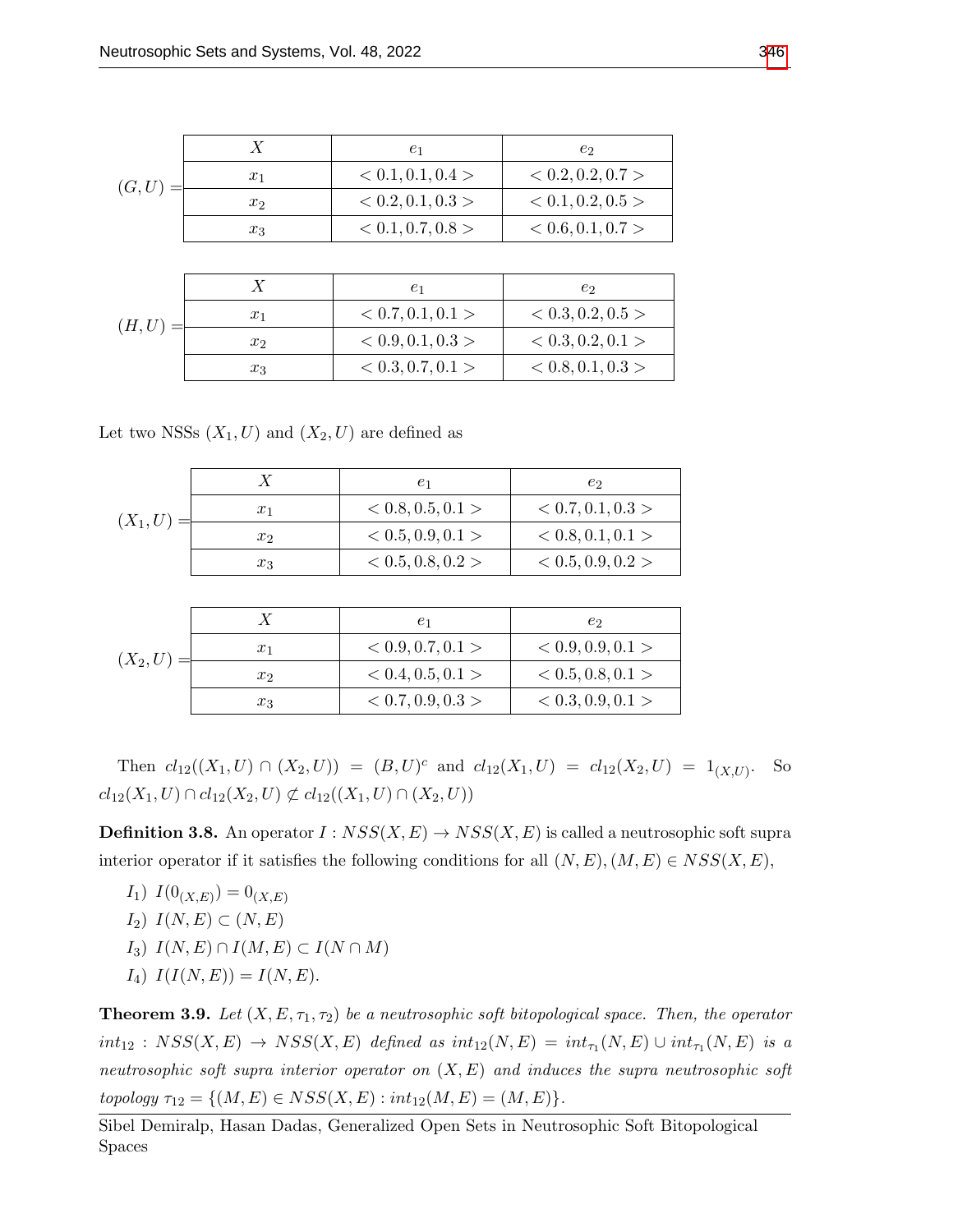$(G, U) =$

| $X$ | $e_1$ | $e_2$ |
|---|---|---|
| $x_1$ | $< 0.1, 0.1, 0.4 >$ | $< 0.2, 0.2, 0.7 >$ |
| $x_2$ | $< 0.2, 0.1, 0.3 >$ | $< 0.1, 0.2, 0.5 >$ |
| $x_3$ | $< 0.1, 0.7, 0.8 >$ | $< 0.6, 0.1, 0.7 >$ |

$(H, U) =$

| $X$ | $e_1$ | $e_2$ |
|---|---|---|
| $x_1$ | $< 0.7, 0.1, 0.1 >$ | $< 0.3, 0.2, 0.5 >$ |
| $x_2$ | $< 0.9, 0.1, 0.3 >$ | $< 0.3, 0.2, 0.1 >$ |
| $x_3$ | $< 0.3, 0.7, 0.1 >$ | $< 0.8, 0.1, 0.3 >$ |

Let two NSSs $(X_1, U)$ and $(X_2, U)$ are defined as

$(X_1, U) =$

| $X$ | $e_1$ | $e_2$ |
|---|---|---|
| $x_1$ | $< 0.8, 0.5, 0.1 >$ | $< 0.7, 0.1, 0.3 >$ |
| $x_2$ | $< 0.5, 0.9, 0.1 >$ | $< 0.8, 0.1, 0.1 >$ |
| $x_3$ | $< 0.5, 0.8, 0.2 >$ | $< 0.5, 0.9, 0.2 >$ |

$(X_2, U) =$

| $X$ | $e_1$ | $e_2$ |
|---|---|---|
| $x_1$ | $< 0.9, 0.7, 0.1 >$ | $< 0.9, 0.9, 0.1 >$ |
| $x_2$ | $< 0.4, 0.5, 0.1 >$ | $< 0.5, 0.8, 0.1 >$ |
| $x_3$ | $< 0.7, 0.9, 0.3 >$ | $< 0.3, 0.9, 0.1 >$ |

Then $cl_{12}((X_1, U) \cap (X_2, U)) = (B, U)^c$ and $cl_{12}(X_1, U) = cl_{12}(X_2, U) = 1_{(X,U)}$. So $cl_{12}(X_1, U) \cap cl_{12}(X_2, U) \not\subset cl_{12}((X_1, U) \cap (X_2, U))$

**Definition 3.8.** An operator $I : NSS(X, E) \to NSS(X, E)$ is called a neutrosophic soft supra interior operator if it satisfies the following conditions for all $(N, E), (M, E) \in NSS(X, E)$,

- $I_1)$ $I(0_{(X,E)}) = 0_{(X,E)}$
- $I_2)$ $I(N, E) \subset (N, E)$
- $I_3)$ $I(N, E) \cap I(M, E) \subset I(N \cap M)$
- $I_4)$ $I(I(N, E)) = I(N, E)$.

**Theorem 3.9.** *Let $(X, E, \tau_1, \tau_2)$ be a neutrosophic soft bitopological space. Then, the operator $int_{12} : NSS(X, E) \to NSS(X, E)$ defined as $int_{12}(N, E) = int_{\tau_1}(N, E) \cup int_{\tau_1}(N, E)$ is a neutrosophic soft supra interior operator on $(X, E)$ and induces the supra neutrosophic soft topology $\tau_{12} = \{(M, E) \in NSS(X, E) : int_{12}(M, E) = (M, E)\}$.*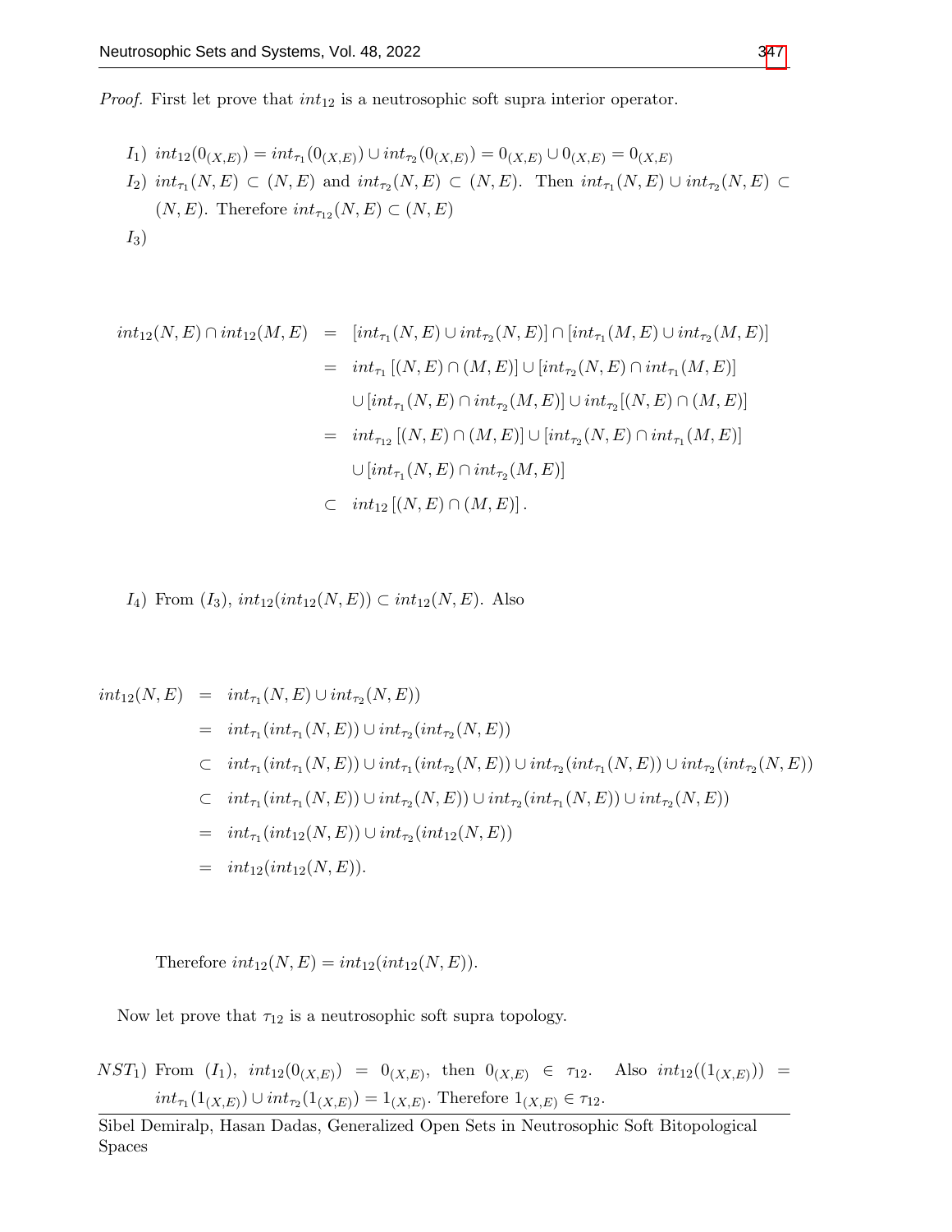*Proof.* First let prove that $int_{12}$ is a neutrosophic soft supra interior operator.

$I_1)$ $int_{12}(0_{(X,E)}) = int_{\tau_1}(0_{(X,E)}) \cup int_{\tau_2}(0_{(X,E)}) = 0_{(X,E)} \cup 0_{(X,E)} = 0_{(X,E)}$

$I_2)$ $int_{\tau_1}(N,E) \subset (N,E)$ and $int_{\tau_2}(N,E) \subset (N,E)$. Then $int_{\tau_1}(N,E) \cup int_{\tau_2}(N,E) \subset (N,E)$. Therefore $int_{\tau_{12}}(N,E) \subset (N,E)$

$I_3)$

$$
\begin{aligned}
int_{12}(N,E) \cap int_{12}(M,E) &= [int_{\tau_1}(N,E) \cup int_{\tau_2}(N,E)] \cap [int_{\tau_1}(M,E) \cup int_{\tau_2}(M,E)] \\
&= int_{\tau_1}[(N,E) \cap (M,E)] \cup [int_{\tau_2}(N,E) \cap int_{\tau_1}(M,E)] \\
&\quad \cup [int_{\tau_1}(N,E) \cap int_{\tau_2}(M,E)] \cup int_{\tau_2}[(N,E) \cap (M,E)] \\
&= int_{\tau_{12}}[(N,E) \cap (M,E)] \cup [int_{\tau_2}(N,E) \cap int_{\tau_1}(M,E)] \\
&\quad \cup [int_{\tau_1}(N,E) \cap int_{\tau_2}(M,E)] \\
&\subset int_{12}[(N,E) \cap (M,E)].
\end{aligned}
$$

$I_4)$ From $(I_3)$, $int_{12}(int_{12}(N,E)) \subset int_{12}(N,E)$. Also

$$
\begin{aligned}
int_{12}(N,E) &= int_{\tau_1}(N,E) \cup int_{\tau_2}(N,E)) \\
&= int_{\tau_1}(int_{\tau_1}(N,E)) \cup int_{\tau_2}(int_{\tau_2}(N,E)) \\
&\subset int_{\tau_1}(int_{\tau_1}(N,E)) \cup int_{\tau_1}(int_{\tau_2}(N,E)) \cup int_{\tau_2}(int_{\tau_1}(N,E)) \cup int_{\tau_2}(int_{\tau_2}(N,E)) \\
&\subset int_{\tau_1}(int_{\tau_1}(N,E)) \cup int_{\tau_2}(N,E)) \cup int_{\tau_2}(int_{\tau_1}(N,E)) \cup int_{\tau_2}(N,E)) \\
&= int_{\tau_1}(int_{12}(N,E)) \cup int_{\tau_2}(int_{12}(N,E)) \\
&= int_{12}(int_{12}(N,E)).
\end{aligned}
$$

Therefore $int_{12}(N,E) = int_{12}(int_{12}(N,E))$.

Now let prove that $\tau_{12}$ is a neutrosophic soft supra topology.

$NST_1)$ From $(I_1)$, $int_{12}(0_{(X,E)}) = 0_{(X,E)}$, then $0_{(X,E)} \in \tau_{12}$. Also $int_{12}((1_{(X,E)})) = int_{\tau_1}(1_{(X,E)}) \cup int_{\tau_2}(1_{(X,E)}) = 1_{(X,E)}$. Therefore $1_{(X,E)} \in \tau_{12}$.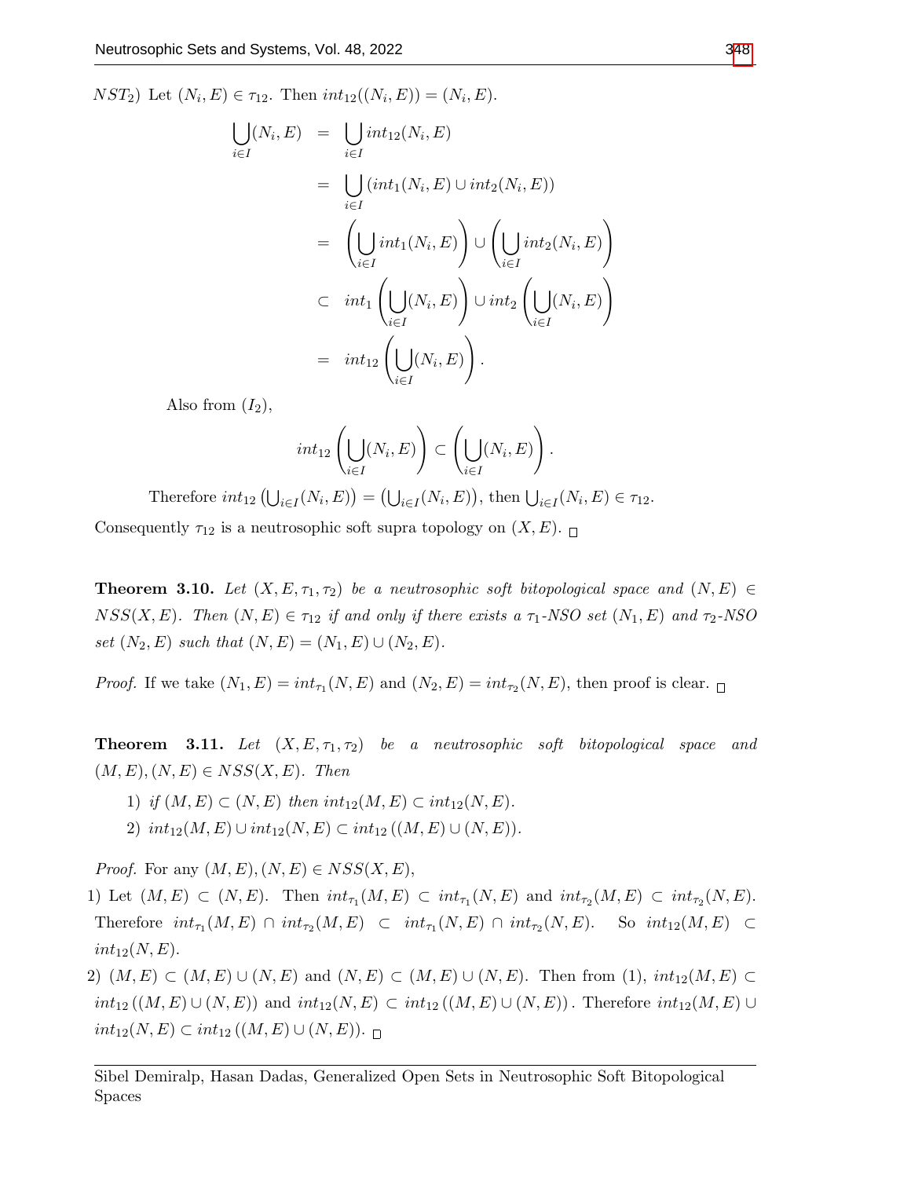$NST_2$) Let $(N_i, E) \in \tau_{12}$. Then $int_{12}((N_i, E)) = (N_i, E)$.

$$
\begin{aligned}
\bigcup_{i \in I}(N_i, E) &= \bigcup_{i \in I} int_{12}(N_i, E) \\
&= \bigcup_{i \in I} (int_1(N_i, E) \cup int_2(N_i, E)) \\
&= \left(\bigcup_{i \in I} int_1(N_i, E)\right) \cup \left(\bigcup_{i \in I} int_2(N_i, E)\right) \\
&\subset int_1\left(\bigcup_{i \in I}(N_i, E)\right) \cup int_2\left(\bigcup_{i \in I}(N_i, E)\right) \\
&= int_{12}\left(\bigcup_{i \in I}(N_i, E)\right).
\end{aligned}
$$

Also from $(I_2)$,

$$
int_{12}\left(\bigcup_{i \in I}(N_i, E)\right) \subset \left(\bigcup_{i \in I}(N_i, E)\right).
$$

Therefore $int_{12}\left(\bigcup_{i \in I}(N_i, E)\right) = \left(\bigcup_{i \in I}(N_i, E)\right)$, then $\bigcup_{i \in I}(N_i, E) \in \tau_{12}$.

Consequently $\tau_{12}$ is a neutrosophic soft supra topology on $(X, E)$. □

**Theorem 3.10.** *Let $(X, E, \tau_1, \tau_2)$ be a neutrosophic soft bitopological space and $(N, E) \in NSS(X, E)$. Then $(N, E) \in \tau_{12}$ if and only if there exists a $\tau_1$-NSO set $(N_1, E)$ and $\tau_2$-NSO set $(N_2, E)$ such that $(N, E) = (N_1, E) \cup (N_2, E)$.*

*Proof.* If we take $(N_1, E) = int_{\tau_1}(N, E)$ and $(N_2, E) = int_{\tau_2}(N, E)$, then proof is clear. □

**Theorem 3.11.** *Let $(X, E, \tau_1, \tau_2)$ be a neutrosophic soft bitopological space and $(M, E), (N, E) \in NSS(X, E)$. Then*

1) *if $(M, E) \subset (N, E)$ then $int_{12}(M, E) \subset int_{12}(N, E)$.*
2) *$int_{12}(M, E) \cup int_{12}(N, E) \subset int_{12}((M, E) \cup (N, E))$.*

*Proof.* For any $(M, E), (N, E) \in NSS(X, E)$,

1) Let $(M, E) \subset (N, E)$. Then $int_{\tau_1}(M, E) \subset int_{\tau_1}(N, E)$ and $int_{\tau_2}(M, E) \subset int_{\tau_2}(N, E)$. Therefore $int_{\tau_1}(M, E) \cap int_{\tau_2}(M, E) \subset int_{\tau_1}(N, E) \cap int_{\tau_2}(N, E)$. So $int_{12}(M, E) \subset int_{12}(N, E)$.
2) $(M, E) \subset (M, E) \cup (N, E)$ and $(N, E) \subset (M, E) \cup (N, E)$. Then from (1), $int_{12}(M, E) \subset int_{12}((M, E) \cup (N, E))$ and $int_{12}(N, E) \subset int_{12}((M, E) \cup (N, E))$. Therefore $int_{12}(M, E) \cup int_{12}(N, E) \subset int_{12}((M, E) \cup (N, E))$. □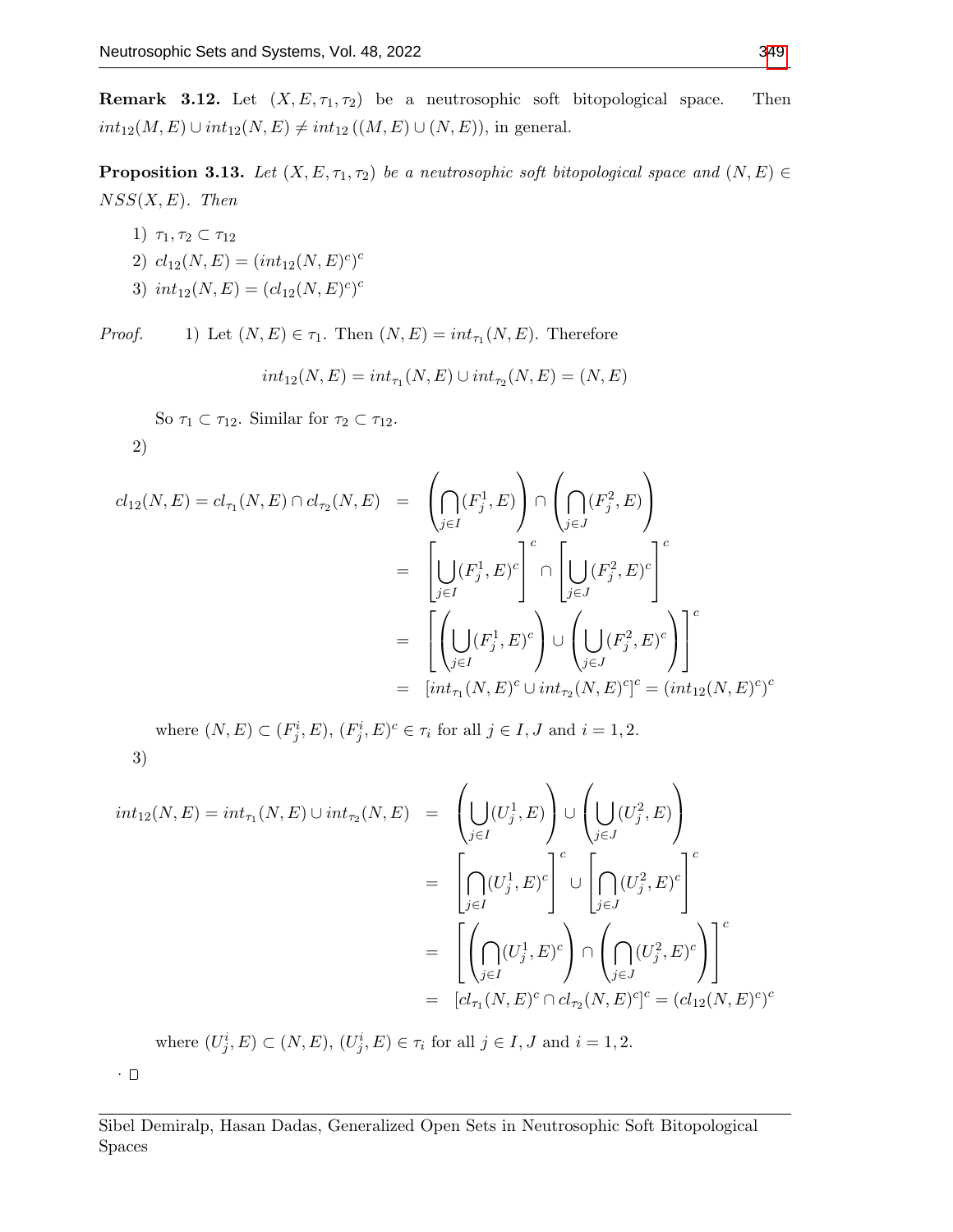**Remark 3.12.** Let $(X, E, \tau_1, \tau_2)$ be a neutrosophic soft bitopological space. Then $int_{12}(M, E) \cup int_{12}(N, E) \neq int_{12}((M, E) \cup (N, E))$, in general.

**Proposition 3.13.** *Let $(X, E, \tau_1, \tau_2)$ be a neutrosophic soft bitopological space and $(N, E) \in NSS(X, E)$. Then*

1) $\tau_1, \tau_2 \subset \tau_{12}$
2) $cl_{12}(N, E) = (int_{12}(N, E)^c)^c$
3) $int_{12}(N, E) = (cl_{12}(N, E)^c)^c$

*Proof.* 1) Let $(N, E) \in \tau_1$. Then $(N, E) = int_{\tau_1}(N, E)$. Therefore

$$int_{12}(N, E) = int_{\tau_1}(N, E) \cup int_{\tau_2}(N, E) = (N, E)$$

So $\tau_1 \subset \tau_{12}$. Similar for $\tau_2 \subset \tau_{12}$.

2)

$$\begin{aligned}
cl_{12}(N, E) = cl_{\tau_1}(N, E) \cap cl_{\tau_2}(N, E) &= \left(\bigcap_{j \in I}(F_j^1, E)\right) \cap \left(\bigcap_{j \in J}(F_j^2, E)\right) \\
&= \left[\bigcup_{j \in I}(F_j^1, E)^c\right]^c \cap \left[\bigcup_{j \in J}(F_j^2, E)^c\right]^c \\
&= \left[\left(\bigcup_{j \in I}(F_j^1, E)^c\right) \cup \left(\bigcup_{j \in J}(F_j^2, E)^c\right)\right]^c \\
&= [int_{\tau_1}(N, E)^c \cup int_{\tau_2}(N, E)^c]^c = (int_{12}(N, E)^c)^c
\end{aligned}$$

where $(N, E) \subset (F_j^i, E)$, $(F_j^i, E)^c \in \tau_i$ for all $j \in I, J$ and $i = 1, 2$.

3)

$$\begin{aligned}
int_{12}(N, E) = int_{\tau_1}(N, E) \cup int_{\tau_2}(N, E) &= \left(\bigcup_{j \in I}(U_j^1, E)\right) \cup \left(\bigcup_{j \in J}(U_j^2, E)\right) \\
&= \left[\bigcap_{j \in I}(U_j^1, E)^c\right]^c \cup \left[\bigcap_{j \in J}(U_j^2, E)^c\right]^c \\
&= \left[\left(\bigcap_{j \in I}(U_j^1, E)^c\right) \cap \left(\bigcap_{j \in J}(U_j^2, E)^c\right)\right]^c \\
&= [cl_{\tau_1}(N, E)^c \cap cl_{\tau_2}(N, E)^c]^c = (cl_{12}(N, E)^c)^c
\end{aligned}$$

where $(U_j^i, E) \subset (N, E)$, $(U_j^i, E) \in \tau_i$ for all $j \in I, J$ and $i = 1, 2$.

. □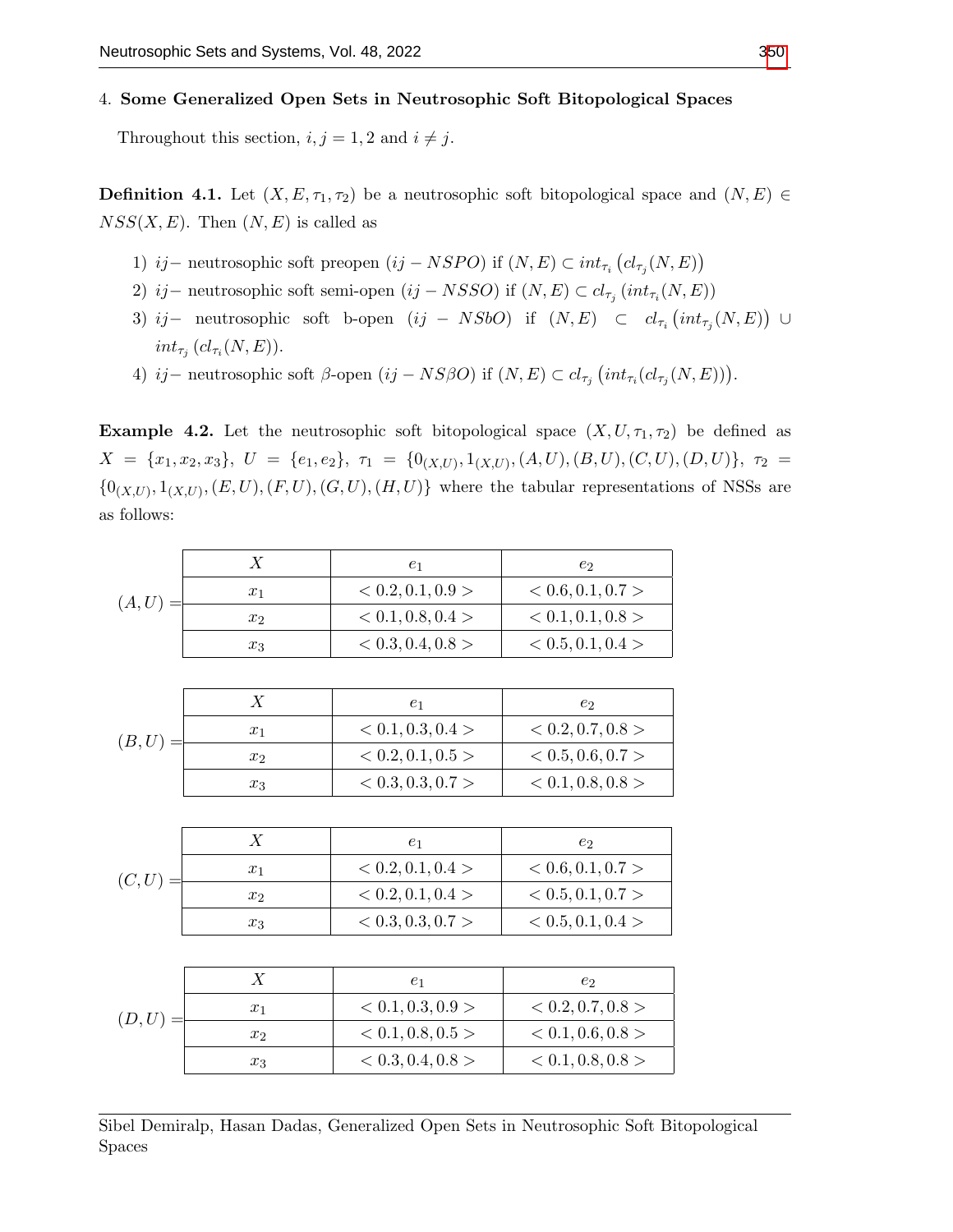## 4. Some Generalized Open Sets in Neutrosophic Soft Bitopological Spaces

Throughout this section, $i, j = 1, 2$ and $i \neq j$.

**Definition 4.1.** Let $(X, E, \tau_1, \tau_2)$ be a neutrosophic soft bitopological space and $(N, E) \in NSS(X, E)$. Then $(N, E)$ is called as

1) $ij-$ neutrosophic soft preopen $(ij - NSPO)$ if $(N, E) \subset int_{\tau_i}\left(cl_{\tau_j}(N, E)\right)$
2) $ij-$ neutrosophic soft semi-open $(ij - NSSO)$ if $(N, E) \subset cl_{\tau_j}\left(int_{\tau_i}(N, E)\right)$
3) $ij-$ neutrosophic soft b-open $(ij - NSbO)$ if $(N, E) \subset cl_{\tau_i}\left(int_{\tau_j}(N, E)\right) \cup int_{\tau_j}\left(cl_{\tau_i}(N, E)\right)$.
4) $ij-$ neutrosophic soft $\beta$-open $(ij - NS\beta O)$ if $(N, E) \subset cl_{\tau_j}\left(int_{\tau_i}(cl_{\tau_j}(N, E))\right)$.

**Example 4.2.** Let the neutrosophic soft bitopological space $(X, U, \tau_1, \tau_2)$ be defined as $X = \{x_1, x_2, x_3\}$, $U = \{e_1, e_2\}$, $\tau_1 = \{0_{(X,U)}, 1_{(X,U)}, (A, U), (B, U), (C, U), (D, U)\}$, $\tau_2 = \{0_{(X,U)}, 1_{(X,U)}, (E, U), (F, U), (G, U), (H, U)\}$ where the tabular representations of NSSs are as follows:

$(A, U) =$

| $X$ | $e_1$ | $e_2$ |
|---|---|---|
| $x_1$ | $< 0.2, 0.1, 0.9 >$ | $< 0.6, 0.1, 0.7 >$ |
| $x_2$ | $< 0.1, 0.8, 0.4 >$ | $< 0.1, 0.1, 0.8 >$ |
| $x_3$ | $< 0.3, 0.4, 0.8 >$ | $< 0.5, 0.1, 0.4 >$ |

$(B, U) =$

| $X$ | $e_1$ | $e_2$ |
|---|---|---|
| $x_1$ | $< 0.1, 0.3, 0.4 >$ | $< 0.2, 0.7, 0.8 >$ |
| $x_2$ | $< 0.2, 0.1, 0.5 >$ | $< 0.5, 0.6, 0.7 >$ |
| $x_3$ | $< 0.3, 0.3, 0.7 >$ | $< 0.1, 0.8, 0.8 >$ |

$(C, U) =$

| $X$ | $e_1$ | $e_2$ |
|---|---|---|
| $x_1$ | $< 0.2, 0.1, 0.4 >$ | $< 0.6, 0.1, 0.7 >$ |
| $x_2$ | $< 0.2, 0.1, 0.4 >$ | $< 0.5, 0.1, 0.7 >$ |
| $x_3$ | $< 0.3, 0.3, 0.7 >$ | $< 0.5, 0.1, 0.4 >$ |

$(D, U) =$

| $X$ | $e_1$ | $e_2$ |
|---|---|---|
| $x_1$ | $< 0.1, 0.3, 0.9 >$ | $< 0.2, 0.7, 0.8 >$ |
| $x_2$ | $< 0.1, 0.8, 0.5 >$ | $< 0.1, 0.6, 0.8 >$ |
| $x_3$ | $< 0.3, 0.4, 0.8 >$ | $< 0.1, 0.8, 0.8 >$ |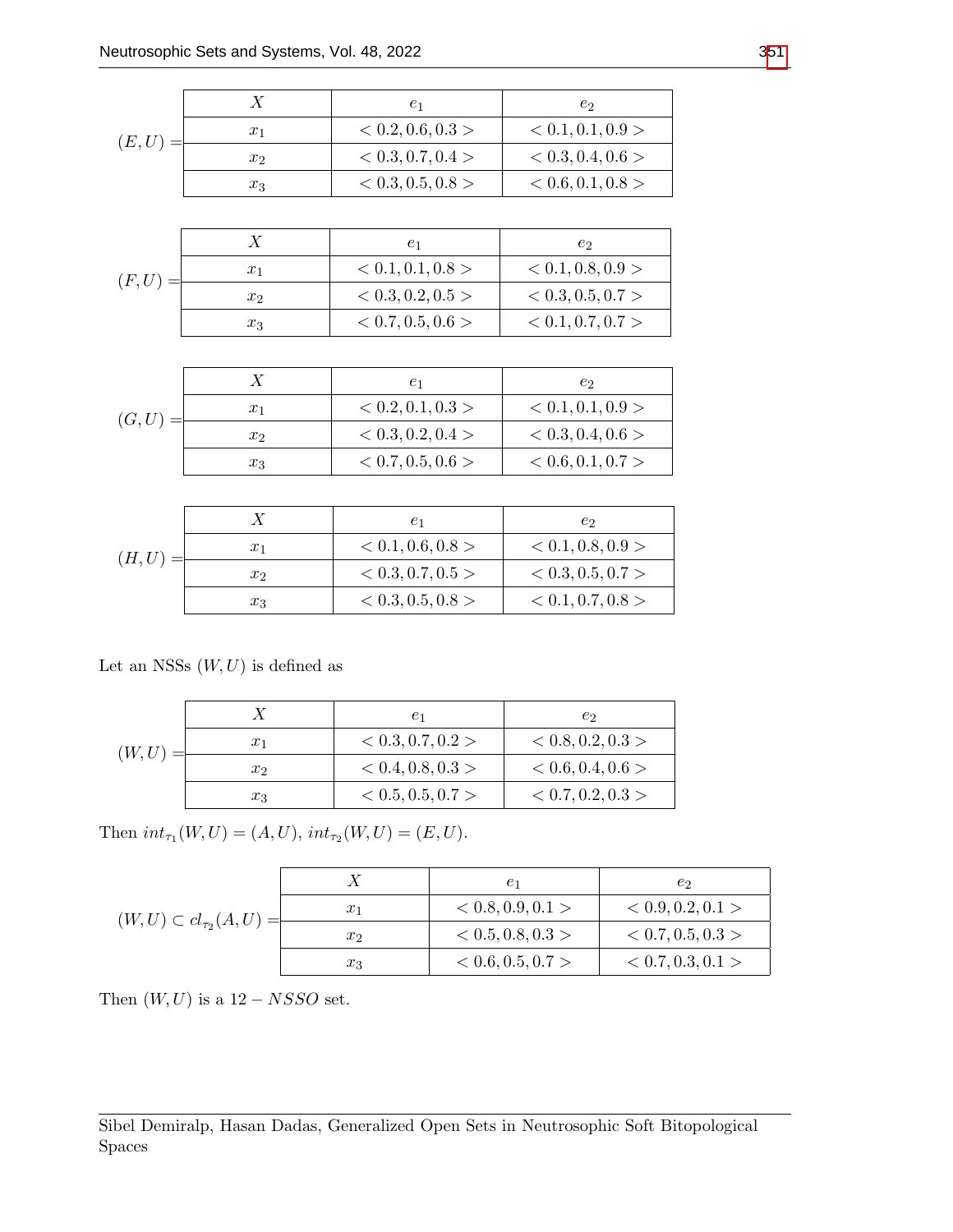$(E,U) =$

| $X$ | $e_1$ | $e_2$ |
|---|---|---|
| $x_1$ | $< 0.2, 0.6, 0.3 >$ | $< 0.1, 0.1, 0.9 >$ |
| $x_2$ | $< 0.3, 0.7, 0.4 >$ | $< 0.3, 0.4, 0.6 >$ |
| $x_3$ | $< 0.3, 0.5, 0.8 >$ | $< 0.6, 0.1, 0.8 >$ |

$(F,U) =$

| $X$ | $e_1$ | $e_2$ |
|---|---|---|
| $x_1$ | $< 0.1, 0.1, 0.8 >$ | $< 0.1, 0.8, 0.9 >$ |
| $x_2$ | $< 0.3, 0.2, 0.5 >$ | $< 0.3, 0.5, 0.7 >$ |
| $x_3$ | $< 0.7, 0.5, 0.6 >$ | $< 0.1, 0.7, 0.7 >$ |

$(G,U) =$

| $X$ | $e_1$ | $e_2$ |
|---|---|---|
| $x_1$ | $< 0.2, 0.1, 0.3 >$ | $< 0.1, 0.1, 0.9 >$ |
| $x_2$ | $< 0.3, 0.2, 0.4 >$ | $< 0.3, 0.4, 0.6 >$ |
| $x_3$ | $< 0.7, 0.5, 0.6 >$ | $< 0.6, 0.1, 0.7 >$ |

$(H,U) =$

| $X$ | $e_1$ | $e_2$ |
|---|---|---|
| $x_1$ | $< 0.1, 0.6, 0.8 >$ | $< 0.1, 0.8, 0.9 >$ |
| $x_2$ | $< 0.3, 0.7, 0.5 >$ | $< 0.3, 0.5, 0.7 >$ |
| $x_3$ | $< 0.3, 0.5, 0.8 >$ | $< 0.1, 0.7, 0.8 >$ |

Let an NSSs $(W,U)$ is defined as

$(W,U) =$

| $X$ | $e_1$ | $e_2$ |
|---|---|---|
| $x_1$ | $< 0.3, 0.7, 0.2 >$ | $< 0.8, 0.2, 0.3 >$ |
| $x_2$ | $< 0.4, 0.8, 0.3 >$ | $< 0.6, 0.4, 0.6 >$ |
| $x_3$ | $< 0.5, 0.5, 0.7 >$ | $< 0.7, 0.2, 0.3 >$ |

Then $int_{\tau_1}(W,U) = (A,U)$, $int_{\tau_2}(W,U) = (E,U)$.

$(W,U) \subset cl_{\tau_2}(A,U) =$

| $X$ | $e_1$ | $e_2$ |
|---|---|---|
| $x_1$ | $< 0.8, 0.9, 0.1 >$ | $< 0.9, 0.2, 0.1 >$ |
| $x_2$ | $< 0.5, 0.8, 0.3 >$ | $< 0.7, 0.5, 0.3 >$ |
| $x_3$ | $< 0.6, 0.5, 0.7 >$ | $< 0.7, 0.3, 0.1 >$ |

Then $(W,U)$ is a $12-NSSO$ set.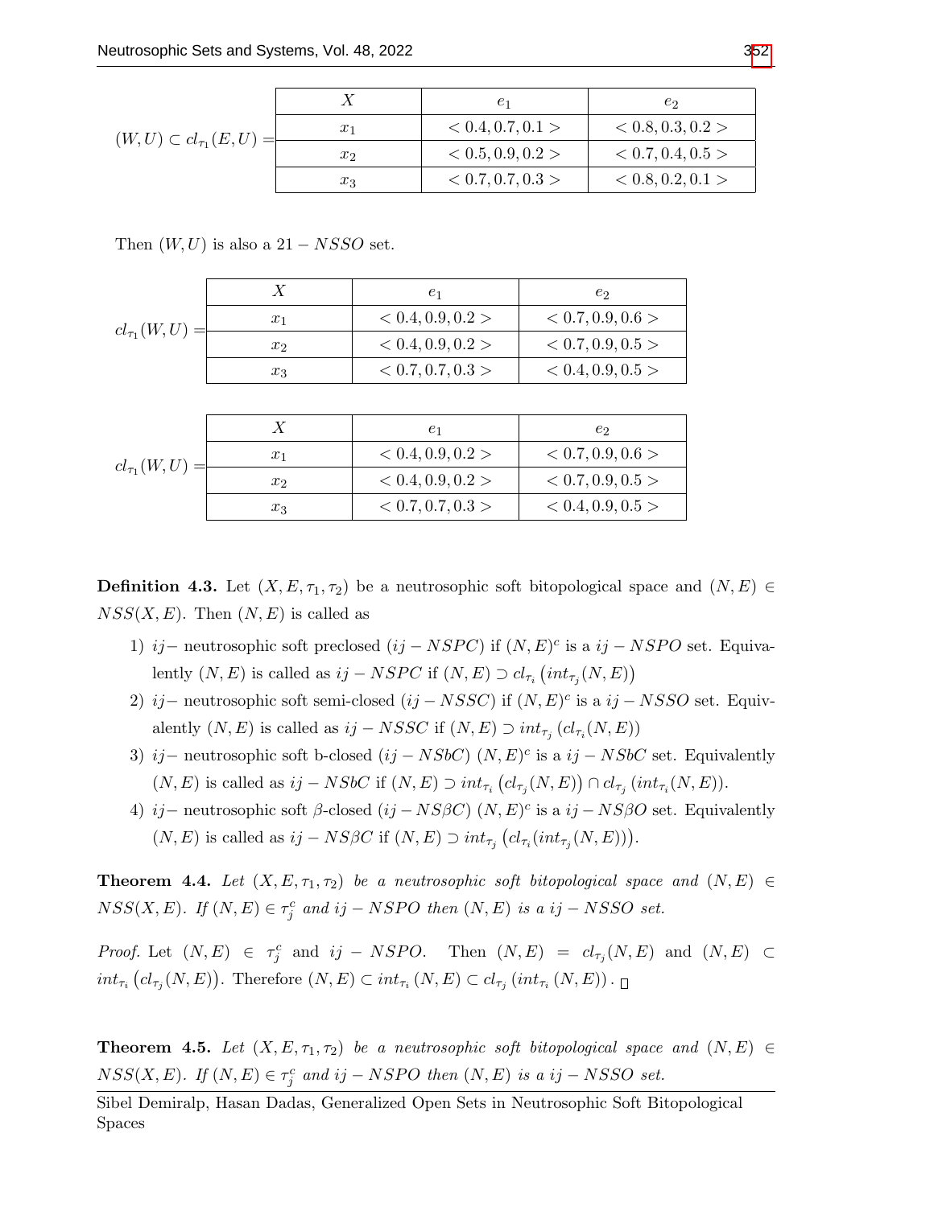$(W,U) \subset cl_{\tau_1}(E,U) =$

| $X$ | $e_1$ | $e_2$ |
|---|---|---|
| $x_1$ | $< 0.4, 0.7, 0.1 >$ | $< 0.8, 0.3, 0.2 >$ |
| $x_2$ | $< 0.5, 0.9, 0.2 >$ | $< 0.7, 0.4, 0.5 >$ |
| $x_3$ | $< 0.7, 0.7, 0.3 >$ | $< 0.8, 0.2, 0.1 >$ |

Then $(W,U)$ is also a $21-NSSO$ set.

$cl_{\tau_1}(W,U) =$

| $X$ | $e_1$ | $e_2$ |
|---|---|---|
| $x_1$ | $< 0.4, 0.9, 0.2 >$ | $< 0.7, 0.9, 0.6 >$ |
| $x_2$ | $< 0.4, 0.9, 0.2 >$ | $< 0.7, 0.9, 0.5 >$ |
| $x_3$ | $< 0.7, 0.7, 0.3 >$ | $< 0.4, 0.9, 0.5 >$ |

$cl_{\tau_1}(W,U) =$

| $X$ | $e_1$ | $e_2$ |
|---|---|---|
| $x_1$ | $< 0.4, 0.9, 0.2 >$ | $< 0.7, 0.9, 0.6 >$ |
| $x_2$ | $< 0.4, 0.9, 0.2 >$ | $< 0.7, 0.9, 0.5 >$ |
| $x_3$ | $< 0.7, 0.7, 0.3 >$ | $< 0.4, 0.9, 0.5 >$ |

**Definition 4.3.** Let $(X, E, \tau_1, \tau_2)$ be a neutrosophic soft bitopological space and $(N, E) \in NSS(X, E)$. Then $(N, E)$ is called as

1) $ij-$ neutrosophic soft preclosed $(ij-NSPC)$ if $(N,E)^c$ is a $ij-NSPO$ set. Equivalently $(N,E)$ is called as $ij-NSPC$ if $(N,E) \supset cl_{\tau_i}\left(int_{\tau_j}(N,E)\right)$
2) $ij-$ neutrosophic soft semi-closed $(ij-NSSC)$ if $(N,E)^c$ is a $ij-NSSO$ set. Equivalently $(N,E)$ is called as $ij-NSSC$ if $(N,E) \supset int_{\tau_j}\left(cl_{\tau_i}(N,E)\right)$
3) $ij-$ neutrosophic soft b-closed $(ij-NSbC)$ $(N,E)^c$ is a $ij-NSbC$ set. Equivalently $(N,E)$ is called as $ij-NSbC$ if $(N,E) \supset int_{\tau_i}\left(cl_{\tau_j}(N,E)\right) \cap cl_{\tau_j}\left(int_{\tau_i}(N,E)\right)$.
4) $ij-$ neutrosophic soft $\beta$-closed $(ij-NS\beta C)$ $(N,E)^c$ is a $ij-NS\beta O$ set. Equivalently $(N,E)$ is called as $ij-NS\beta C$ if $(N,E) \supset int_{\tau_j}\left(cl_{\tau_i}(int_{\tau_j}(N,E))\right)$.

**Theorem 4.4.** *Let $(X, E, \tau_1, \tau_2)$ be a neutrosophic soft bitopological space and $(N, E) \in NSS(X, E)$. If $(N,E) \in \tau_j^c$ and $ij-NSPO$ then $(N,E)$ is a $ij-NSSO$ set.*

*Proof.* Let $(N,E) \in \tau_j^c$ and $ij-NSPO$. Then $(N,E) = cl_{\tau_j}(N,E)$ and $(N,E) \subset int_{\tau_i}\left(cl_{\tau_j}(N,E)\right)$. Therefore $(N,E) \subset int_{\tau_i}(N,E) \subset cl_{\tau_j}\left(int_{\tau_i}(N,E)\right)$. □

**Theorem 4.5.** *Let $(X, E, \tau_1, \tau_2)$ be a neutrosophic soft bitopological space and $(N, E) \in NSS(X, E)$. If $(N,E) \in \tau_j^c$ and $ij-NSPO$ then $(N,E)$ is a $ij-NSSO$ set.*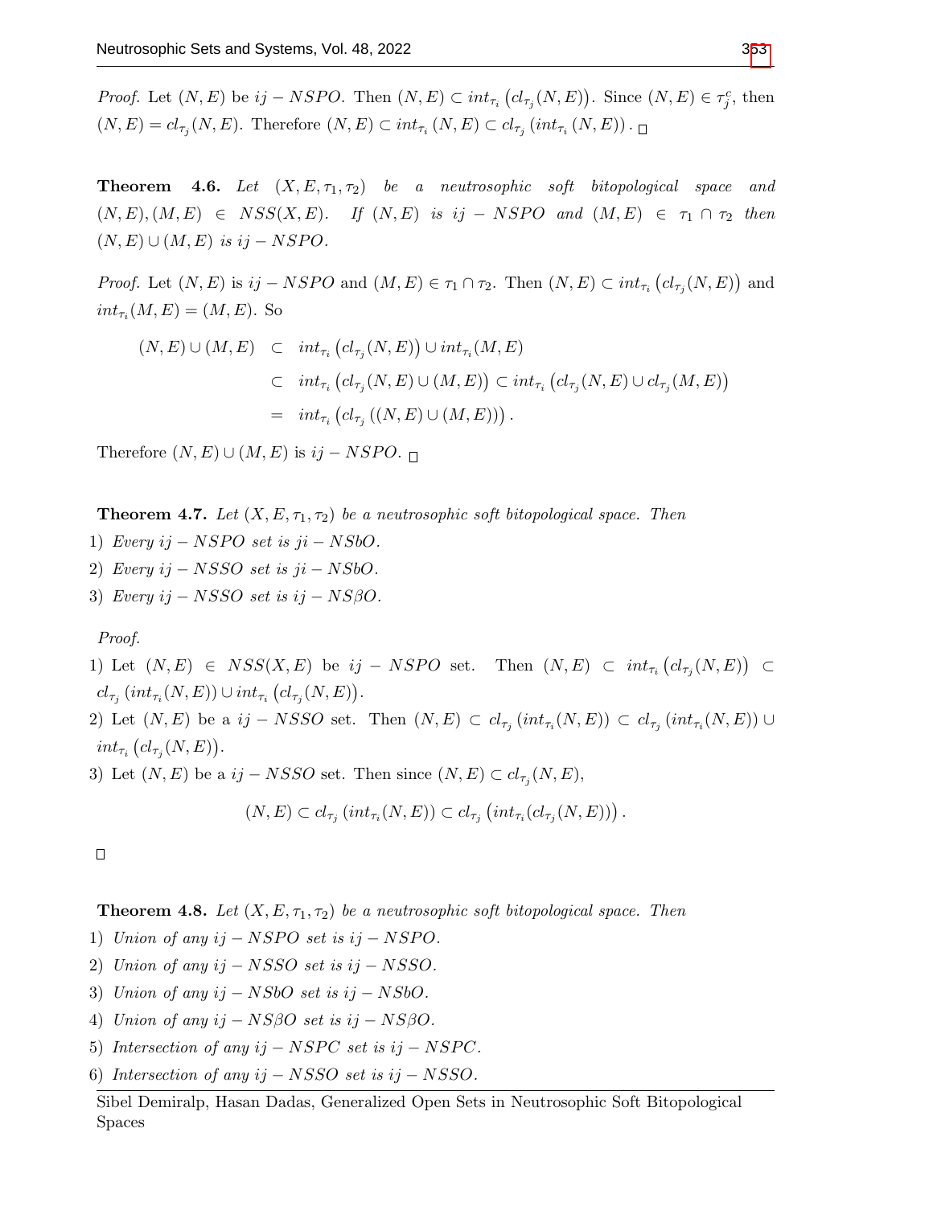*Proof.* Let $(N,E)$ be $ij-NSPO$. Then $(N,E) \subset int_{\tau_i}\left(cl_{\tau_j}(N,E)\right)$. Since $(N,E) \in \tau_j^c$, then $(N,E) = cl_{\tau_j}(N,E)$. Therefore $(N,E) \subset int_{\tau_i}(N,E) \subset cl_{\tau_j}\left(int_{\tau_i}(N,E)\right)$. □

**Theorem 4.6.** *Let $(X,E,\tau_1,\tau_2)$ be a neutrosophic soft bitopological space and $(N,E),(M,E) \in NSS(X,E)$. If $(N,E)$ is $ij-NSPO$ and $(M,E) \in \tau_1 \cap \tau_2$ then $(N,E) \cup (M,E)$ is $ij-NSPO$.*

*Proof.* Let $(N,E)$ is $ij-NSPO$ and $(M,E) \in \tau_1 \cap \tau_2$. Then $(N,E) \subset int_{\tau_i}\left(cl_{\tau_j}(N,E)\right)$ and $int_{\tau_i}(M,E) = (M,E)$. So

$$
\begin{aligned}
(N,E) \cup (M,E) &\subset int_{\tau_i}\left(cl_{\tau_j}(N,E)\right) \cup int_{\tau_i}(M,E) \\
&\subset int_{\tau_i}\left(cl_{\tau_j}(N,E) \cup (M,E)\right) \subset int_{\tau_i}\left(cl_{\tau_j}(N,E) \cup cl_{\tau_j}(M,E)\right) \\
&= int_{\tau_i}\left(cl_{\tau_j}\left((N,E) \cup (M,E)\right)\right).
\end{aligned}
$$

Therefore $(N,E) \cup (M,E)$ is $ij-NSPO$. □

**Theorem 4.7.** *Let $(X,E,\tau_1,\tau_2)$ be a neutrosophic soft bitopological space. Then*

1) *Every $ij-NSPO$ set is $ji-NSbO$.*
2) *Every $ij-NSSO$ set is $ji-NSbO$.*
3) *Every $ij-NSSO$ set is $ij-NS\beta O$.*

*Proof.*

1) Let $(N,E) \in NSS(X,E)$ be $ij-NSPO$ set. Then $(N,E) \subset int_{\tau_i}\left(cl_{\tau_j}(N,E)\right) \subset cl_{\tau_j}\left(int_{\tau_i}(N,E)\right) \cup int_{\tau_i}\left(cl_{\tau_j}(N,E)\right)$.
2) Let $(N,E)$ be a $ij-NSSO$ set. Then $(N,E) \subset cl_{\tau_j}\left(int_{\tau_i}(N,E)\right) \subset cl_{\tau_j}\left(int_{\tau_i}(N,E)\right) \cup int_{\tau_i}\left(cl_{\tau_j}(N,E)\right)$.
3) Let $(N,E)$ be a $ij-NSSO$ set. Then since $(N,E) \subset cl_{\tau_j}(N,E)$,

$$(N,E) \subset cl_{\tau_j}\left(int_{\tau_i}(N,E)\right) \subset cl_{\tau_j}\left(int_{\tau_i}(cl_{\tau_j}(N,E))\right).$$

□

**Theorem 4.8.** *Let $(X,E,\tau_1,\tau_2)$ be a neutrosophic soft bitopological space. Then*

1) *Union of any $ij-NSPO$ set is $ij-NSPO$.*
2) *Union of any $ij-NSSO$ set is $ij-NSSO$.*
3) *Union of any $ij-NSbO$ set is $ij-NSbO$.*
4) *Union of any $ij-NS\beta O$ set is $ij-NS\beta O$.*
5) *Intersection of any $ij-NSPC$ set is $ij-NSPC$.*
6) *Intersection of any $ij-NSSO$ set is $ij-NSSO$.*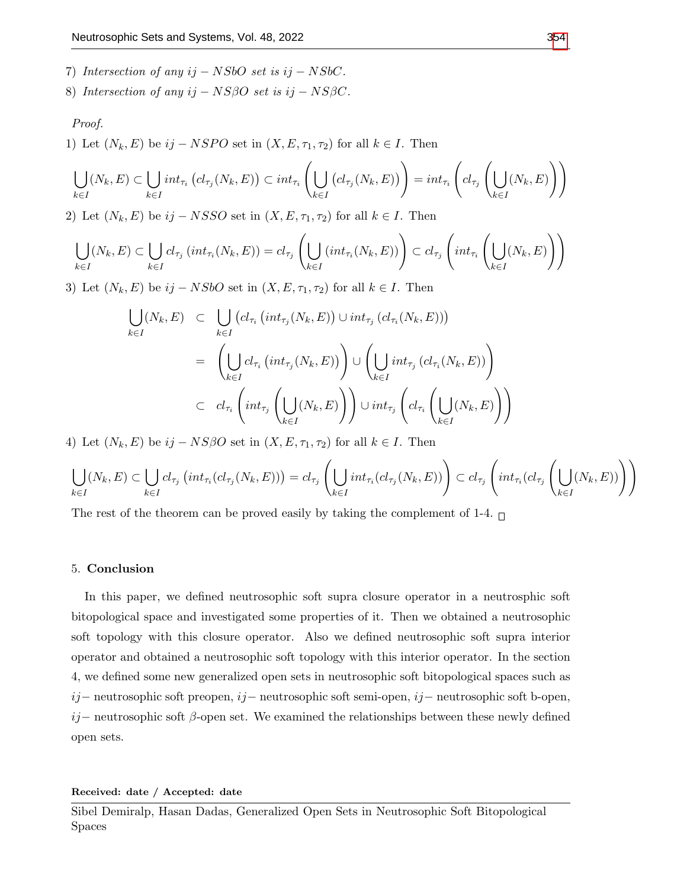7) *Intersection of any $ij-NSbO$ set is $ij-NSbC$.*

8) *Intersection of any $ij-NS\beta O$ set is $ij-NS\beta C$.*

*Proof.*

1) Let $(N_k, E)$ be $ij-NSPO$ set in $(X, E, \tau_1, \tau_2)$ for all $k \in I$. Then

$$\bigcup_{k\in I}(N_k,E) \subset \bigcup_{k\in I} int_{\tau_i}\left(cl_{\tau_j}(N_k,E)\right) \subset int_{\tau_i}\left(\bigcup_{k\in I}\left(cl_{\tau_j}(N_k,E)\right)\right) = int_{\tau_i}\left(cl_{\tau_j}\left(\bigcup_{k\in I}(N_k,E)\right)\right)$$

2) Let $(N_k, E)$ be $ij-NSSO$ set in $(X, E, \tau_1, \tau_2)$ for all $k \in I$. Then

$$\bigcup_{k\in I}(N_k,E) \subset \bigcup_{k\in I} cl_{\tau_j}\left(int_{\tau_i}(N_k,E)\right) = cl_{\tau_j}\left(\bigcup_{k\in I}\left(int_{\tau_i}(N_k,E)\right)\right) \subset cl_{\tau_j}\left(int_{\tau_i}\left(\bigcup_{k\in I}(N_k,E)\right)\right)$$

3) Let $(N_k, E)$ be $ij-NSbO$ set in $(X, E, \tau_1, \tau_2)$ for all $k \in I$. Then

$$\begin{aligned}
\bigcup_{k\in I}(N_k,E) &\subset \bigcup_{k\in I}\left(cl_{\tau_i}\left(int_{\tau_j}(N_k,E)\right) \cup int_{\tau_j}\left(cl_{\tau_i}(N_k,E)\right)\right)\\
&= \left(\bigcup_{k\in I} cl_{\tau_i}\left(int_{\tau_j}(N_k,E)\right)\right) \cup \left(\bigcup_{k\in I} int_{\tau_j}\left(cl_{\tau_i}(N_k,E)\right)\right)\\
&\subset cl_{\tau_i}\left(int_{\tau_j}\left(\bigcup_{k\in I}(N_k,E)\right)\right) \cup int_{\tau_j}\left(cl_{\tau_i}\left(\bigcup_{k\in I}(N_k,E)\right)\right)
\end{aligned}$$

4) Let $(N_k, E)$ be $ij-NS\beta O$ set in $(X, E, \tau_1, \tau_2)$ for all $k \in I$. Then

$$\bigcup_{k\in I}(N_k,E) \subset \bigcup_{k\in I} cl_{\tau_j}\left(int_{\tau_i}(cl_{\tau_j}(N_k,E))\right) = cl_{\tau_j}\left(\bigcup_{k\in I} int_{\tau_i}(cl_{\tau_j}(N_k,E))\right) \subset cl_{\tau_j}\left(int_{\tau_i}(cl_{\tau_j}\left(\bigcup_{k\in I}(N_k,E)\right))\right)$$

The rest of the theorem can be proved easily by taking the complement of 1-4. □

## 5. Conclusion

In this paper, we defined neutrosophic soft supra closure operator in a neutrosphic soft bitopological space and investigated some properties of it. Then we obtained a neutrosophic soft topology with this closure operator. Also we defined neutrosophic soft supra interior operator and obtained a neutrosophic soft topology with this interior operator. In the section 4, we defined some new generalized open sets in neutrosophic soft bitopological spaces such as $ij-$ neutrosophic soft preopen, $ij-$ neutrosophic soft semi-open, $ij-$ neutrosophic soft b-open, $ij-$ neutrosophic soft $\beta$-open set. We examined the relationships between these newly defined open sets.

**Received: date / Accepted: date**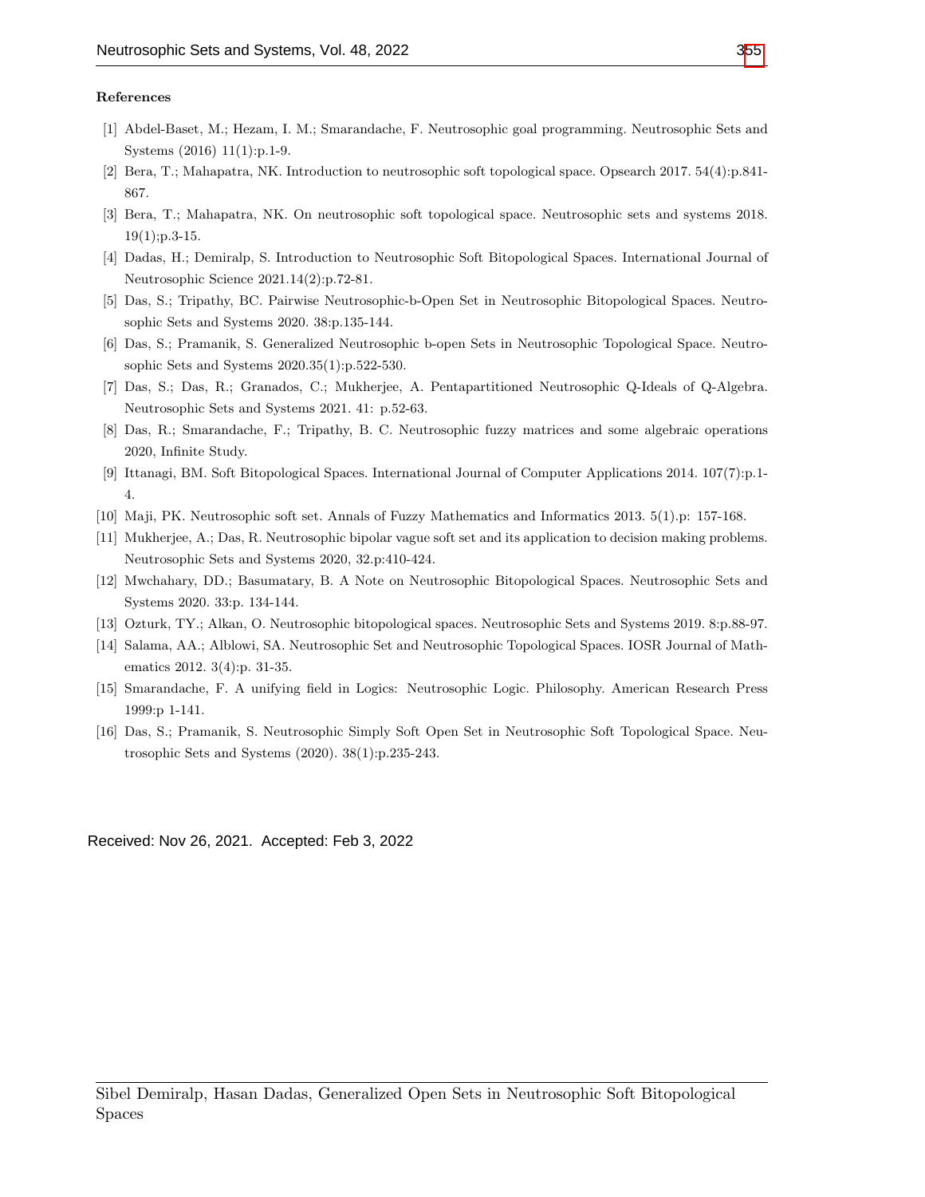**References**

[1] Abdel-Baset, M.; Hezam, I. M.; Smarandache, F. Neutrosophic goal programming. Neutrosophic Sets and Systems (2016) 11(1):p.1-9.

[2] Bera, T.; Mahapatra, NK. Introduction to neutrosophic soft topological space. Opsearch 2017. 54(4):p.841-867.

[3] Bera, T.; Mahapatra, NK. On neutrosophic soft topological space. Neutrosophic sets and systems 2018. 19(1);p.3-15.

[4] Dadas, H.; Demiralp, S. Introduction to Neutrosophic Soft Bitopological Spaces. International Journal of Neutrosophic Science 2021.14(2):p.72-81.

[5] Das, S.; Tripathy, BC. Pairwise Neutrosophic-b-Open Set in Neutrosophic Bitopological Spaces. Neutrosophic Sets and Systems 2020. 38:p.135-144.

[6] Das, S.; Pramanik, S. Generalized Neutrosophic b-open Sets in Neutrosophic Topological Space. Neutrosophic Sets and Systems 2020.35(1):p.522-530.

[7] Das, S.; Das, R.; Granados, C.; Mukherjee, A. Pentapartitioned Neutrosophic Q-Ideals of Q-Algebra. Neutrosophic Sets and Systems 2021. 41: p.52-63.

[8] Das, R.; Smarandache, F.; Tripathy, B. C. Neutrosophic fuzzy matrices and some algebraic operations 2020, Infinite Study.

[9] Ittanagi, BM. Soft Bitopological Spaces. International Journal of Computer Applications 2014. 107(7):p.1-4.

[10] Maji, PK. Neutrosophic soft set. Annals of Fuzzy Mathematics and Informatics 2013. 5(1).p: 157-168.

[11] Mukherjee, A.; Das, R. Neutrosophic bipolar vague soft set and its application to decision making problems. Neutrosophic Sets and Systems 2020, 32.p:410-424.

[12] Mwchahary, DD.; Basumatary, B. A Note on Neutrosophic Bitopological Spaces. Neutrosophic Sets and Systems 2020. 33:p. 134-144.

[13] Ozturk, TY.; Alkan, O. Neutrosophic bitopological spaces. Neutrosophic Sets and Systems 2019. 8:p.88-97.

[14] Salama, AA.; Alblowi, SA. Neutrosophic Set and Neutrosophic Topological Spaces. IOSR Journal of Mathematics 2012. 3(4):p. 31-35.

[15] Smarandache, F. A unifying field in Logics: Neutrosophic Logic. Philosophy. American Research Press 1999:p 1-141.

[16] Das, S.; Pramanik, S. Neutrosophic Simply Soft Open Set in Neutrosophic Soft Topological Space. Neutrosophic Sets and Systems (2020). 38(1):p.235-243.

Received: Nov 26, 2021. Accepted: Feb 3, 2022